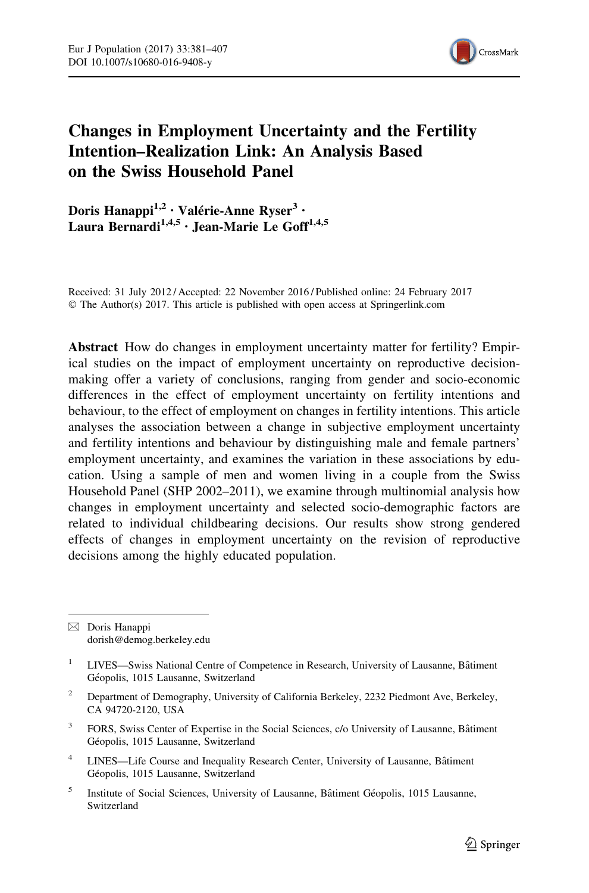# Changes in Employment Uncertainty and the Fertility Intention–Realization Link: An Analysis Based on the Swiss Household Panel

**Doris Hanappi**[1,2] · **Valérie-Anne Ryser**[3] · **Laura Bernardi**[1,4,5] · **Jean-Marie Le Goff**[1,4,5]

Received: 31 July 2012 / Accepted: 22 November 2016 / Published online: 24 February 2017
© The Author(s) 2017. This article is published with open access at Springerlink.com

**Abstract** How do changes in employment uncertainty matter for fertility? Empirical studies on the impact of employment uncertainty on reproductive decision-making offer a variety of conclusions, ranging from gender and socio-economic differences in the effect of employment uncertainty on fertility intentions and behaviour, to the effect of employment on changes in fertility intentions. This article analyses the association between a change in subjective employment uncertainty and fertility intentions and behaviour by distinguishing male and female partners' employment uncertainty, and examines the variation in these associations by education. Using a sample of men and women living in a couple from the Swiss Household Panel (SHP 2002–2011), we examine through multinomial analysis how changes in employment uncertainty and selected socio-demographic factors are related to individual childbearing decisions. Our results show strong gendered effects of changes in employment uncertainty on the revision of reproductive decisions among the highly educated population.

---

✉ Doris Hanappi
dorish@demog.berkeley.edu

[1] LIVES—Swiss National Centre of Competence in Research, University of Lausanne, Bâtiment Géopolis, 1015 Lausanne, Switzerland

[2] Department of Demography, University of California Berkeley, 2232 Piedmont Ave, Berkeley, CA 94720-2120, USA

[3] FORS, Swiss Center of Expertise in the Social Sciences, c/o University of Lausanne, Bâtiment Géopolis, 1015 Lausanne, Switzerland

[4] LINES—Life Course and Inequality Research Center, University of Lausanne, Bâtiment Géopolis, 1015 Lausanne, Switzerland

[5] Institute of Social Sciences, University of Lausanne, Bâtiment Géopolis, 1015 Lausanne, Switzerland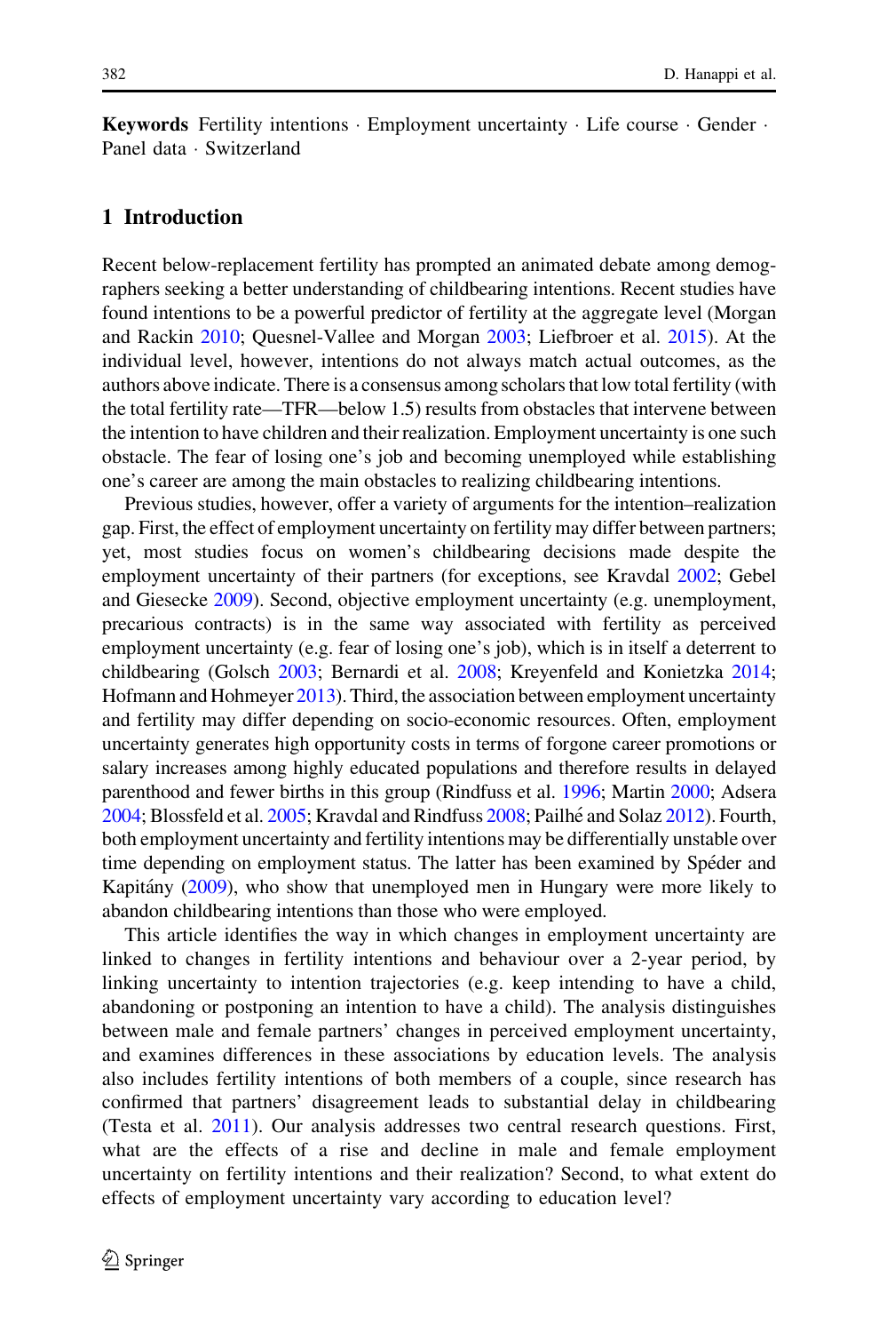**Keywords** Fertility intentions · Employment uncertainty · Life course · Gender · Panel data · Switzerland

## 1 Introduction

Recent below-replacement fertility has prompted an animated debate among demographers seeking a better understanding of childbearing intentions. Recent studies have found intentions to be a powerful predictor of fertility at the aggregate level (Morgan and Rackin 2010; Quesnel-Vallee and Morgan 2003; Liefbroer et al. 2015). At the individual level, however, intentions do not always match actual outcomes, as the authors above indicate. There is a consensus among scholars that low total fertility (with the total fertility rate—TFR—below 1.5) results from obstacles that intervene between the intention to have children and their realization. Employment uncertainty is one such obstacle. The fear of losing one's job and becoming unemployed while establishing one's career are among the main obstacles to realizing childbearing intentions.

Previous studies, however, offer a variety of arguments for the intention–realization gap. First, the effect of employment uncertainty on fertility may differ between partners; yet, most studies focus on women's childbearing decisions made despite the employment uncertainty of their partners (for exceptions, see Kravdal 2002; Gebel and Giesecke 2009). Second, objective employment uncertainty (e.g. unemployment, precarious contracts) is in the same way associated with fertility as perceived employment uncertainty (e.g. fear of losing one's job), which is in itself a deterrent to childbearing (Golsch 2003; Bernardi et al. 2008; Kreyenfeld and Konietzka 2014; Hofmann and Hohmeyer 2013). Third, the association between employment uncertainty and fertility may differ depending on socio-economic resources. Often, employment uncertainty generates high opportunity costs in terms of forgone career promotions or salary increases among highly educated populations and therefore results in delayed parenthood and fewer births in this group (Rindfuss et al. 1996; Martin 2000; Adsera 2004; Blossfeld et al. 2005; Kravdal and Rindfuss 2008; Pailhé and Solaz 2012). Fourth, both employment uncertainty and fertility intentions may be differentially unstable over time depending on employment status. The latter has been examined by Spéder and Kapitány (2009), who show that unemployed men in Hungary were more likely to abandon childbearing intentions than those who were employed.

This article identifies the way in which changes in employment uncertainty are linked to changes in fertility intentions and behaviour over a 2-year period, by linking uncertainty to intention trajectories (e.g. keep intending to have a child, abandoning or postponing an intention to have a child). The analysis distinguishes between male and female partners' changes in perceived employment uncertainty, and examines differences in these associations by education levels. The analysis also includes fertility intentions of both members of a couple, since research has confirmed that partners' disagreement leads to substantial delay in childbearing (Testa et al. 2011). Our analysis addresses two central research questions. First, what are the effects of a rise and decline in male and female employment uncertainty on fertility intentions and their realization? Second, to what extent do effects of employment uncertainty vary according to education level?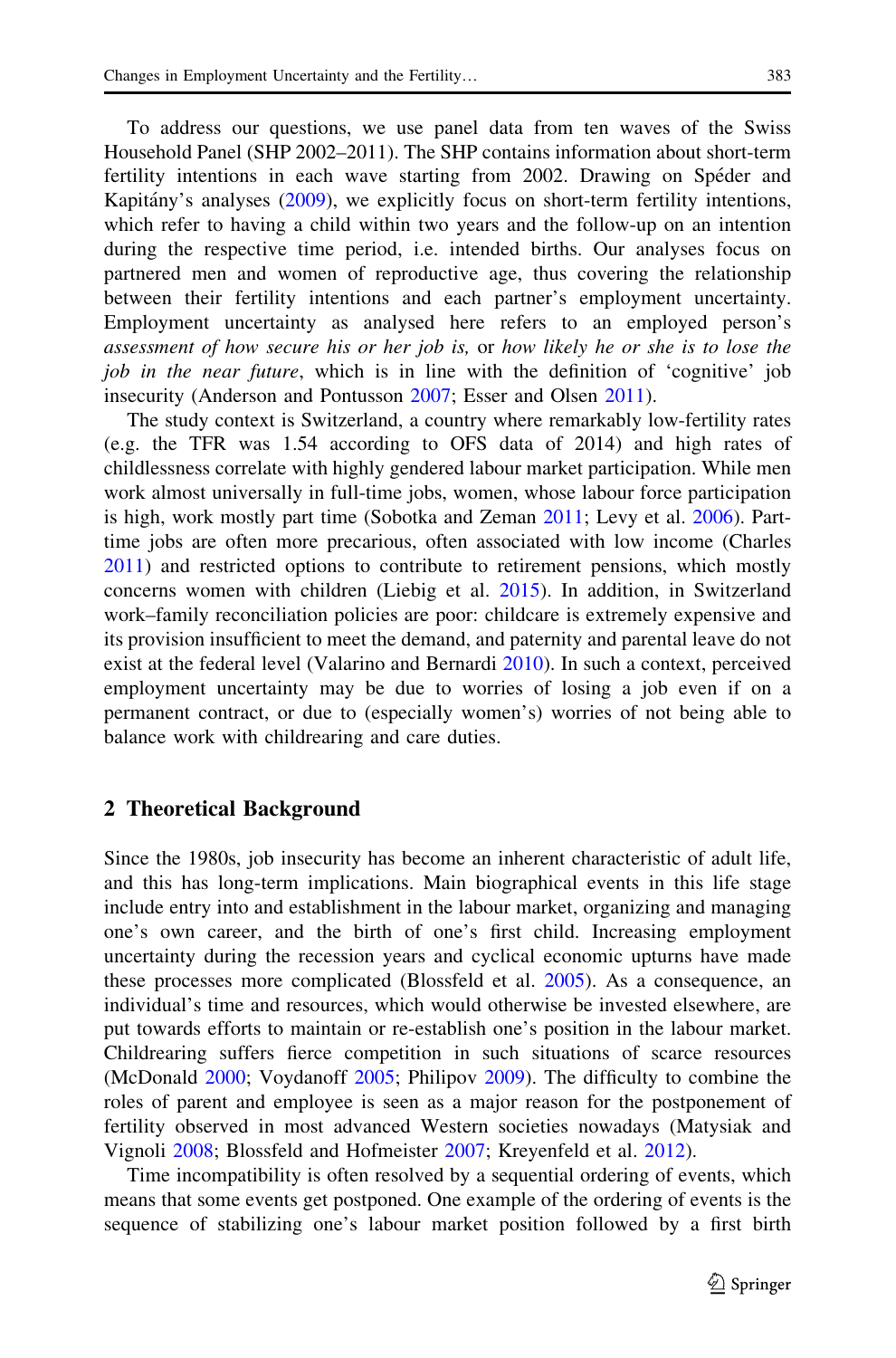To address our questions, we use panel data from ten waves of the Swiss Household Panel (SHP 2002–2011). The SHP contains information about short-term fertility intentions in each wave starting from 2002. Drawing on Spéder and Kapitány's analyses (2009), we explicitly focus on short-term fertility intentions, which refer to having a child within two years and the follow-up on an intention during the respective time period, i.e. intended births. Our analyses focus on partnered men and women of reproductive age, thus covering the relationship between their fertility intentions and each partner's employment uncertainty. Employment uncertainty as analysed here refers to an employed person's *assessment of how secure his or her job is,* or *how likely he or she is to lose the job in the near future*, which is in line with the definition of 'cognitive' job insecurity (Anderson and Pontusson 2007; Esser and Olsen 2011).

The study context is Switzerland, a country where remarkably low-fertility rates (e.g. the TFR was 1.54 according to OFS data of 2014) and high rates of childlessness correlate with highly gendered labour market participation. While men work almost universally in full-time jobs, women, whose labour force participation is high, work mostly part time (Sobotka and Zeman 2011; Levy et al. 2006). Part-time jobs are often more precarious, often associated with low income (Charles 2011) and restricted options to contribute to retirement pensions, which mostly concerns women with children (Liebig et al. 2015). In addition, in Switzerland work–family reconciliation policies are poor: childcare is extremely expensive and its provision insufficient to meet the demand, and paternity and parental leave do not exist at the federal level (Valarino and Bernardi 2010). In such a context, perceived employment uncertainty may be due to worries of losing a job even if on a permanent contract, or due to (especially women's) worries of not being able to balance work with childrearing and care duties.

## 2 Theoretical Background

Since the 1980s, job insecurity has become an inherent characteristic of adult life, and this has long-term implications. Main biographical events in this life stage include entry into and establishment in the labour market, organizing and managing one's own career, and the birth of one's first child. Increasing employment uncertainty during the recession years and cyclical economic upturns have made these processes more complicated (Blossfeld et al. 2005). As a consequence, an individual's time and resources, which would otherwise be invested elsewhere, are put towards efforts to maintain or re-establish one's position in the labour market. Childrearing suffers fierce competition in such situations of scarce resources (McDonald 2000; Voydanoff 2005; Philipov 2009). The difficulty to combine the roles of parent and employee is seen as a major reason for the postponement of fertility observed in most advanced Western societies nowadays (Matysiak and Vignoli 2008; Blossfeld and Hofmeister 2007; Kreyenfeld et al. 2012).

Time incompatibility is often resolved by a sequential ordering of events, which means that some events get postponed. One example of the ordering of events is the sequence of stabilizing one's labour market position followed by a first birth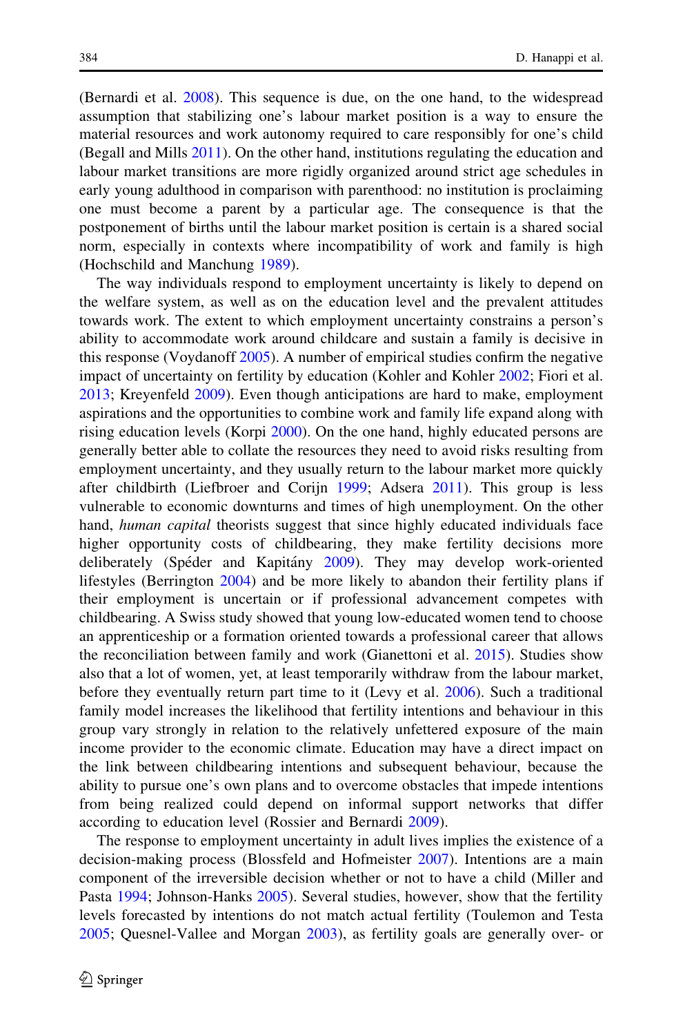(Bernardi et al. 2008). This sequence is due, on the one hand, to the widespread assumption that stabilizing one's labour market position is a way to ensure the material resources and work autonomy required to care responsibly for one's child (Begall and Mills 2011). On the other hand, institutions regulating the education and labour market transitions are more rigidly organized around strict age schedules in early young adulthood in comparison with parenthood: no institution is proclaiming one must become a parent by a particular age. The consequence is that the postponement of births until the labour market position is certain is a shared social norm, especially in contexts where incompatibility of work and family is high (Hochschild and Manchung 1989).

The way individuals respond to employment uncertainty is likely to depend on the welfare system, as well as on the education level and the prevalent attitudes towards work. The extent to which employment uncertainty constrains a person's ability to accommodate work around childcare and sustain a family is decisive in this response (Voydanoff 2005). A number of empirical studies confirm the negative impact of uncertainty on fertility by education (Kohler and Kohler 2002; Fiori et al. 2013; Kreyenfeld 2009). Even though anticipations are hard to make, employment aspirations and the opportunities to combine work and family life expand along with rising education levels (Korpi 2000). On the one hand, highly educated persons are generally better able to collate the resources they need to avoid risks resulting from employment uncertainty, and they usually return to the labour market more quickly after childbirth (Liefbroer and Corijn 1999; Adsera 2011). This group is less vulnerable to economic downturns and times of high unemployment. On the other hand, *human capital* theorists suggest that since highly educated individuals face higher opportunity costs of childbearing, they make fertility decisions more deliberately (Spéder and Kapitány 2009). They may develop work-oriented lifestyles (Berrington 2004) and be more likely to abandon their fertility plans if their employment is uncertain or if professional advancement competes with childbearing. A Swiss study showed that young low-educated women tend to choose an apprenticeship or a formation oriented towards a professional career that allows the reconciliation between family and work (Gianettoni et al. 2015). Studies show also that a lot of women, yet, at least temporarily withdraw from the labour market, before they eventually return part time to it (Levy et al. 2006). Such a traditional family model increases the likelihood that fertility intentions and behaviour in this group vary strongly in relation to the relatively unfettered exposure of the main income provider to the economic climate. Education may have a direct impact on the link between childbearing intentions and subsequent behaviour, because the ability to pursue one's own plans and to overcome obstacles that impede intentions from being realized could depend on informal support networks that differ according to education level (Rossier and Bernardi 2009).

The response to employment uncertainty in adult lives implies the existence of a decision-making process (Blossfeld and Hofmeister 2007). Intentions are a main component of the irreversible decision whether or not to have a child (Miller and Pasta 1994; Johnson-Hanks 2005). Several studies, however, show that the fertility levels forecasted by intentions do not match actual fertility (Toulemon and Testa 2005; Quesnel-Vallee and Morgan 2003), as fertility goals are generally over- or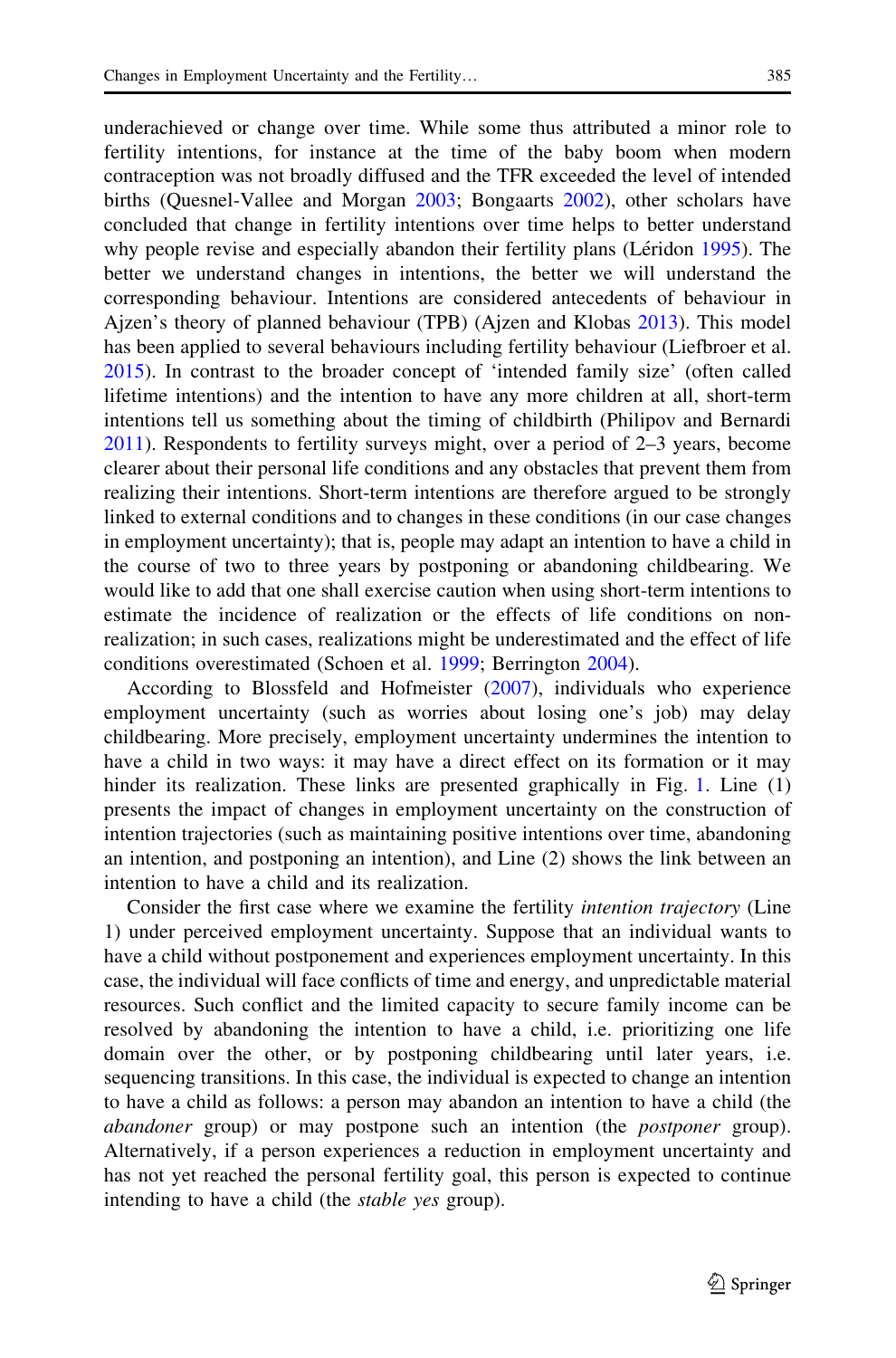underachieved or change over time. While some thus attributed a minor role to fertility intentions, for instance at the time of the baby boom when modern contraception was not broadly diffused and the TFR exceeded the level of intended births (Quesnel-Vallee and Morgan 2003; Bongaarts 2002), other scholars have concluded that change in fertility intentions over time helps to better understand why people revise and especially abandon their fertility plans (Léridon 1995). The better we understand changes in intentions, the better we will understand the corresponding behaviour. Intentions are considered antecedents of behaviour in Ajzen's theory of planned behaviour (TPB) (Ajzen and Klobas 2013). This model has been applied to several behaviours including fertility behaviour (Liefbroer et al. 2015). In contrast to the broader concept of 'intended family size' (often called lifetime intentions) and the intention to have any more children at all, short-term intentions tell us something about the timing of childbirth (Philipov and Bernardi 2011). Respondents to fertility surveys might, over a period of 2–3 years, become clearer about their personal life conditions and any obstacles that prevent them from realizing their intentions. Short-term intentions are therefore argued to be strongly linked to external conditions and to changes in these conditions (in our case changes in employment uncertainty); that is, people may adapt an intention to have a child in the course of two to three years by postponing or abandoning childbearing. We would like to add that one shall exercise caution when using short-term intentions to estimate the incidence of realization or the effects of life conditions on non-realization; in such cases, realizations might be underestimated and the effect of life conditions overestimated (Schoen et al. 1999; Berrington 2004).

According to Blossfeld and Hofmeister (2007), individuals who experience employment uncertainty (such as worries about losing one's job) may delay childbearing. More precisely, employment uncertainty undermines the intention to have a child in two ways: it may have a direct effect on its formation or it may hinder its realization. These links are presented graphically in Fig. 1. Line (1) presents the impact of changes in employment uncertainty on the construction of intention trajectories (such as maintaining positive intentions over time, abandoning an intention, and postponing an intention), and Line (2) shows the link between an intention to have a child and its realization.

Consider the first case where we examine the fertility *intention trajectory* (Line 1) under perceived employment uncertainty. Suppose that an individual wants to have a child without postponement and experiences employment uncertainty. In this case, the individual will face conflicts of time and energy, and unpredictable material resources. Such conflict and the limited capacity to secure family income can be resolved by abandoning the intention to have a child, i.e. prioritizing one life domain over the other, or by postponing childbearing until later years, i.e. sequencing transitions. In this case, the individual is expected to change an intention to have a child as follows: a person may abandon an intention to have a child (the *abandoner* group) or may postpone such an intention (the *postponer* group). Alternatively, if a person experiences a reduction in employment uncertainty and has not yet reached the personal fertility goal, this person is expected to continue intending to have a child (the *stable yes* group).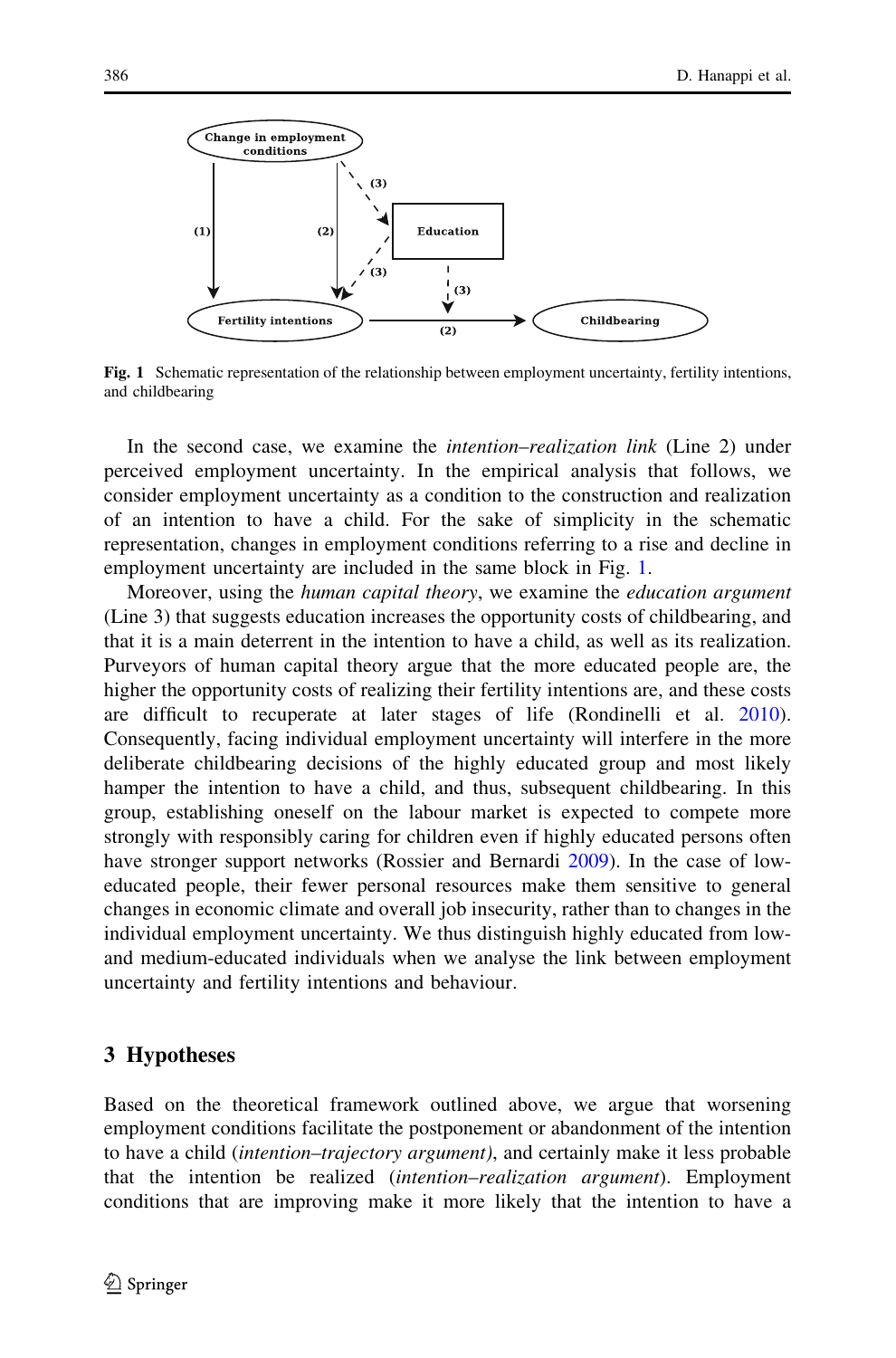**Fig. 1** Schematic representation of the relationship between employment uncertainty, fertility intentions, and childbearing

In the second case, we examine the *intention–realization link* (Line 2) under perceived employment uncertainty. In the empirical analysis that follows, we consider employment uncertainty as a condition to the construction and realization of an intention to have a child. For the sake of simplicity in the schematic representation, changes in employment conditions referring to a rise and decline in employment uncertainty are included in the same block in Fig. 1.

Moreover, using the *human capital theory*, we examine the *education argument* (Line 3) that suggests education increases the opportunity costs of childbearing, and that it is a main deterrent in the intention to have a child, as well as its realization. Purveyors of human capital theory argue that the more educated people are, the higher the opportunity costs of realizing their fertility intentions are, and these costs are difficult to recuperate at later stages of life (Rondinelli et al. 2010). Consequently, facing individual employment uncertainty will interfere in the more deliberate childbearing decisions of the highly educated group and most likely hamper the intention to have a child, and thus, subsequent childbearing. In this group, establishing oneself on the labour market is expected to compete more strongly with responsibly caring for children even if highly educated persons often have stronger support networks (Rossier and Bernardi 2009). In the case of low-educated people, their fewer personal resources make them sensitive to general changes in economic climate and overall job insecurity, rather than to changes in the individual employment uncertainty. We thus distinguish highly educated from low- and medium-educated individuals when we analyse the link between employment uncertainty and fertility intentions and behaviour.

## 3 Hypotheses

Based on the theoretical framework outlined above, we argue that worsening employment conditions facilitate the postponement or abandonment of the intention to have a child (*intention–trajectory argument*), and certainly make it less probable that the intention be realized (*intention–realization argument*). Employment conditions that are improving make it more likely that the intention to have a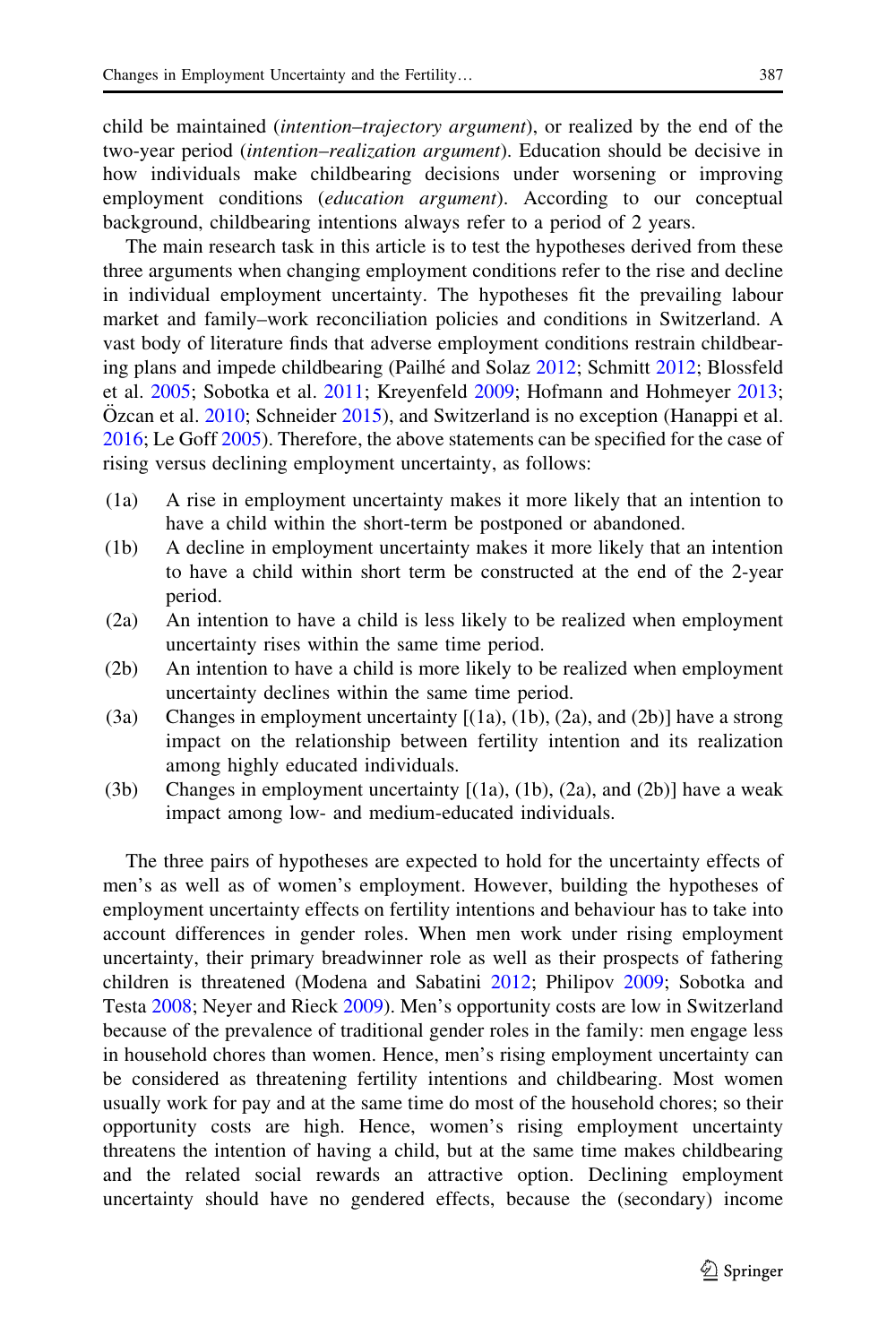child be maintained (*intention–trajectory argument*), or realized by the end of the two-year period (*intention–realization argument*). Education should be decisive in how individuals make childbearing decisions under worsening or improving employment conditions (*education argument*). According to our conceptual background, childbearing intentions always refer to a period of 2 years.

The main research task in this article is to test the hypotheses derived from these three arguments when changing employment conditions refer to the rise and decline in individual employment uncertainty. The hypotheses fit the prevailing labour market and family–work reconciliation policies and conditions in Switzerland. A vast body of literature finds that adverse employment conditions restrain childbearing plans and impede childbearing (Pailhé and Solaz 2012; Schmitt 2012; Blossfeld et al. 2005; Sobotka et al. 2011; Kreyenfeld 2009; Hofmann and Hohmeyer 2013; Özcan et al. 2010; Schneider 2015), and Switzerland is no exception (Hanappi et al. 2016; Le Goff 2005). Therefore, the above statements can be specified for the case of rising versus declining employment uncertainty, as follows:

- (1a) A rise in employment uncertainty makes it more likely that an intention to have a child within the short-term be postponed or abandoned.
- (1b) A decline in employment uncertainty makes it more likely that an intention to have a child within short term be constructed at the end of the 2-year period.
- (2a) An intention to have a child is less likely to be realized when employment uncertainty rises within the same time period.
- (2b) An intention to have a child is more likely to be realized when employment uncertainty declines within the same time period.
- (3a) Changes in employment uncertainty [(1a), (1b), (2a), and (2b)] have a strong impact on the relationship between fertility intention and its realization among highly educated individuals.
- (3b) Changes in employment uncertainty [(1a), (1b), (2a), and (2b)] have a weak impact among low- and medium-educated individuals.

The three pairs of hypotheses are expected to hold for the uncertainty effects of men's as well as of women's employment. However, building the hypotheses of employment uncertainty effects on fertility intentions and behaviour has to take into account differences in gender roles. When men work under rising employment uncertainty, their primary breadwinner role as well as their prospects of fathering children is threatened (Modena and Sabatini 2012; Philipov 2009; Sobotka and Testa 2008; Neyer and Rieck 2009). Men's opportunity costs are low in Switzerland because of the prevalence of traditional gender roles in the family: men engage less in household chores than women. Hence, men's rising employment uncertainty can be considered as threatening fertility intentions and childbearing. Most women usually work for pay and at the same time do most of the household chores; so their opportunity costs are high. Hence, women's rising employment uncertainty threatens the intention of having a child, but at the same time makes childbearing and the related social rewards an attractive option. Declining employment uncertainty should have no gendered effects, because the (secondary) income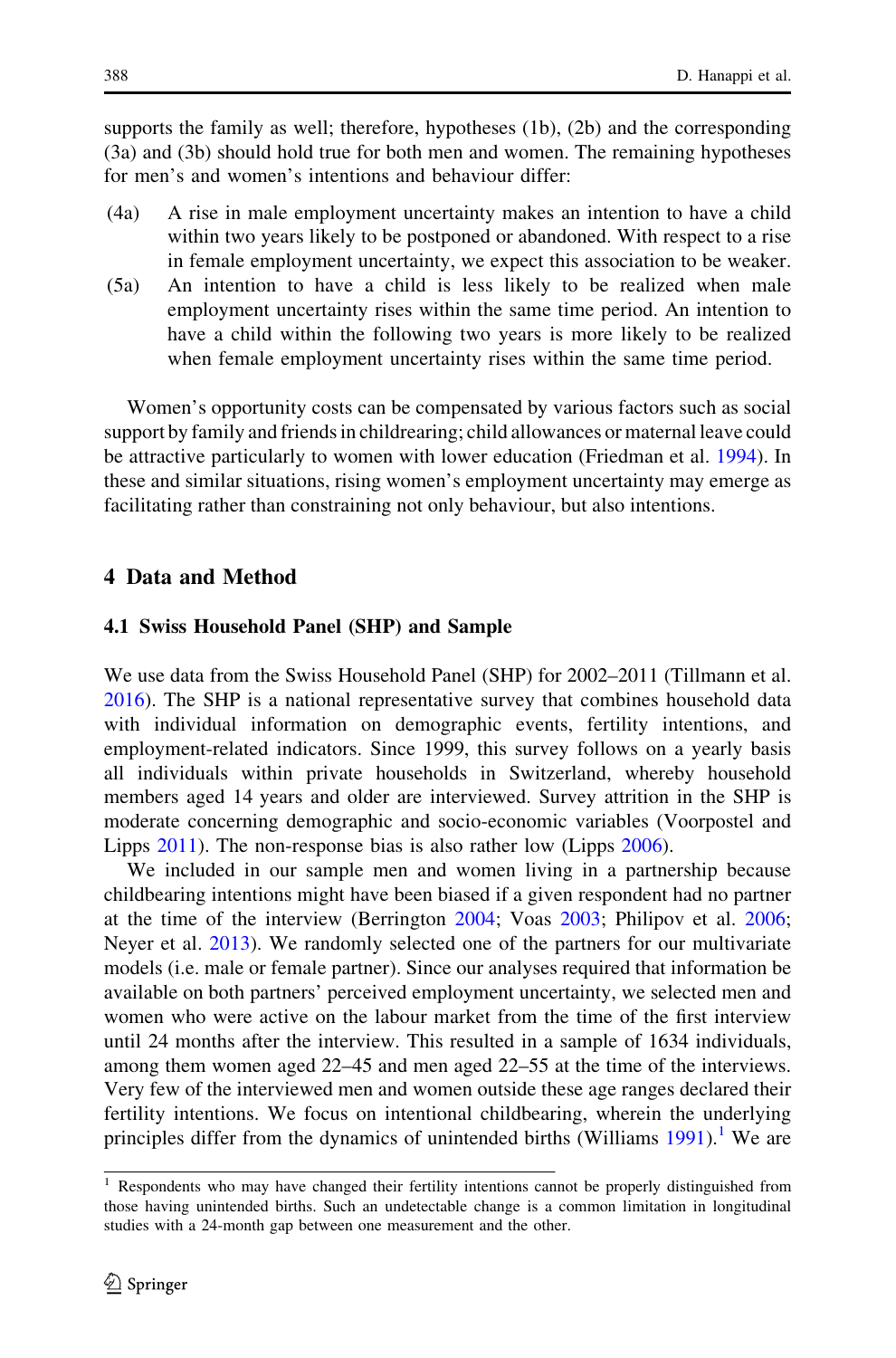supports the family as well; therefore, hypotheses (1b), (2b) and the corresponding (3a) and (3b) should hold true for both men and women. The remaining hypotheses for men's and women's intentions and behaviour differ:

(4a) A rise in male employment uncertainty makes an intention to have a child within two years likely to be postponed or abandoned. With respect to a rise in female employment uncertainty, we expect this association to be weaker.

(5a) An intention to have a child is less likely to be realized when male employment uncertainty rises within the same time period. An intention to have a child within the following two years is more likely to be realized when female employment uncertainty rises within the same time period.

Women's opportunity costs can be compensated by various factors such as social support by family and friends in childrearing; child allowances or maternal leave could be attractive particularly to women with lower education (Friedman et al. 1994). In these and similar situations, rising women's employment uncertainty may emerge as facilitating rather than constraining not only behaviour, but also intentions.

## 4 Data and Method

### 4.1 Swiss Household Panel (SHP) and Sample

We use data from the Swiss Household Panel (SHP) for 2002–2011 (Tillmann et al. 2016). The SHP is a national representative survey that combines household data with individual information on demographic events, fertility intentions, and employment-related indicators. Since 1999, this survey follows on a yearly basis all individuals within private households in Switzerland, whereby household members aged 14 years and older are interviewed. Survey attrition in the SHP is moderate concerning demographic and socio-economic variables (Voorpostel and Lipps 2011). The non-response bias is also rather low (Lipps 2006).

We included in our sample men and women living in a partnership because childbearing intentions might have been biased if a given respondent had no partner at the time of the interview (Berrington 2004; Voas 2003; Philipov et al. 2006; Neyer et al. 2013). We randomly selected one of the partners for our multivariate models (i.e. male or female partner). Since our analyses required that information be available on both partners' perceived employment uncertainty, we selected men and women who were active on the labour market from the time of the first interview until 24 months after the interview. This resulted in a sample of 1634 individuals, among them women aged 22–45 and men aged 22–55 at the time of the interviews. Very few of the interviewed men and women outside these age ranges declared their fertility intentions. We focus on intentional childbearing, wherein the underlying principles differ from the dynamics of unintended births (Williams 1991).[1] We are

[1] Respondents who may have changed their fertility intentions cannot be properly distinguished from those having unintended births. Such an undetectable change is a common limitation in longitudinal studies with a 24-month gap between one measurement and the other.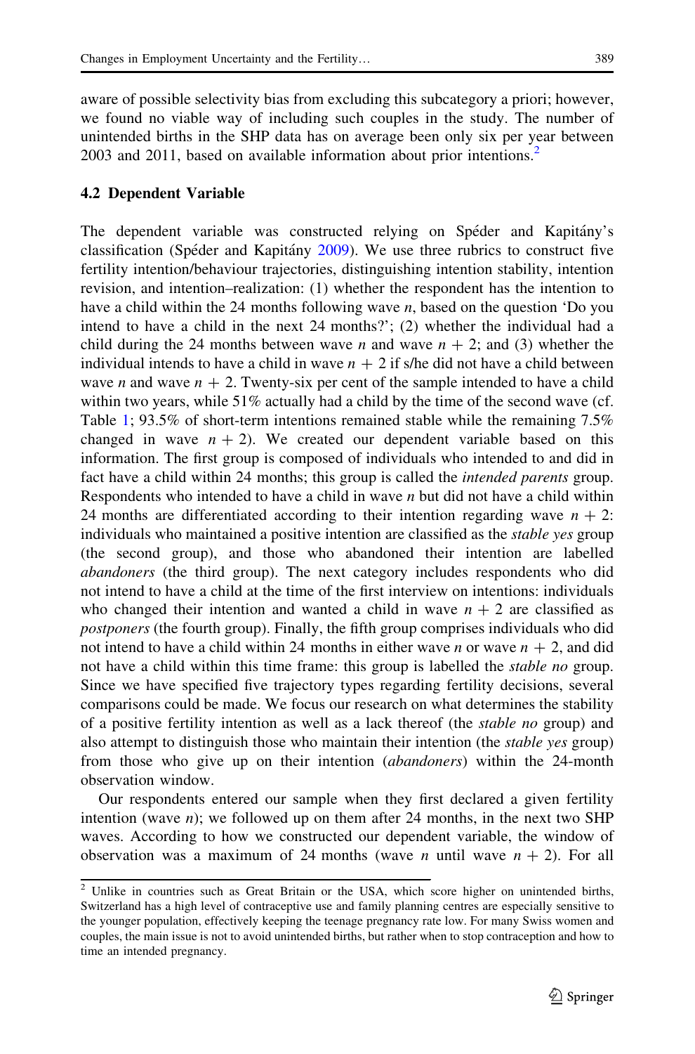aware of possible selectivity bias from excluding this subcategory a priori; however, we found no viable way of including such couples in the study. The number of unintended births in the SHP data has on average been only six per year between 2003 and 2011, based on available information about prior intentions.[2]

### 4.2 Dependent Variable

The dependent variable was constructed relying on Spéder and Kapitány's classification (Spéder and Kapitány 2009). We use three rubrics to construct five fertility intention/behaviour trajectories, distinguishing intention stability, intention revision, and intention–realization: (1) whether the respondent has the intention to have a child within the 24 months following wave $n$, based on the question 'Do you intend to have a child in the next 24 months?'; (2) whether the individual had a child during the 24 months between wave $n$ and wave $n + 2$; and (3) whether the individual intends to have a child in wave $n + 2$ if s/he did not have a child between wave $n$ and wave $n + 2$. Twenty-six per cent of the sample intended to have a child within two years, while 51% actually had a child by the time of the second wave (cf. Table 1; 93.5% of short-term intentions remained stable while the remaining 7.5% changed in wave $n + 2$). We created our dependent variable based on this information. The first group is composed of individuals who intended to and did in fact have a child within 24 months; this group is called the *intended parents* group. Respondents who intended to have a child in wave $n$ but did not have a child within 24 months are differentiated according to their intention regarding wave $n + 2$: individuals who maintained a positive intention are classified as the *stable yes* group (the second group), and those who abandoned their intention are labelled *abandoners* (the third group). The next category includes respondents who did not intend to have a child at the time of the first interview on intentions: individuals who changed their intention and wanted a child in wave $n + 2$ are classified as *postponers* (the fourth group). Finally, the fifth group comprises individuals who did not intend to have a child within 24 months in either wave $n$ or wave $n + 2$, and did not have a child within this time frame: this group is labelled the *stable no* group. Since we have specified five trajectory types regarding fertility decisions, several comparisons could be made. We focus our research on what determines the stability of a positive fertility intention as well as a lack thereof (the *stable no* group) and also attempt to distinguish those who maintain their intention (the *stable yes* group) from those who give up on their intention (*abandoners*) within the 24-month observation window.

Our respondents entered our sample when they first declared a given fertility intention (wave $n$); we followed up on them after 24 months, in the next two SHP waves. According to how we constructed our dependent variable, the window of observation was a maximum of 24 months (wave $n$ until wave $n + 2$). For all

---

[2] Unlike in countries such as Great Britain or the USA, which score higher on unintended births, Switzerland has a high level of contraceptive use and family planning centres are especially sensitive to the younger population, effectively keeping the teenage pregnancy rate low. For many Swiss women and couples, the main issue is not to avoid unintended births, but rather when to stop contraception and how to time an intended pregnancy.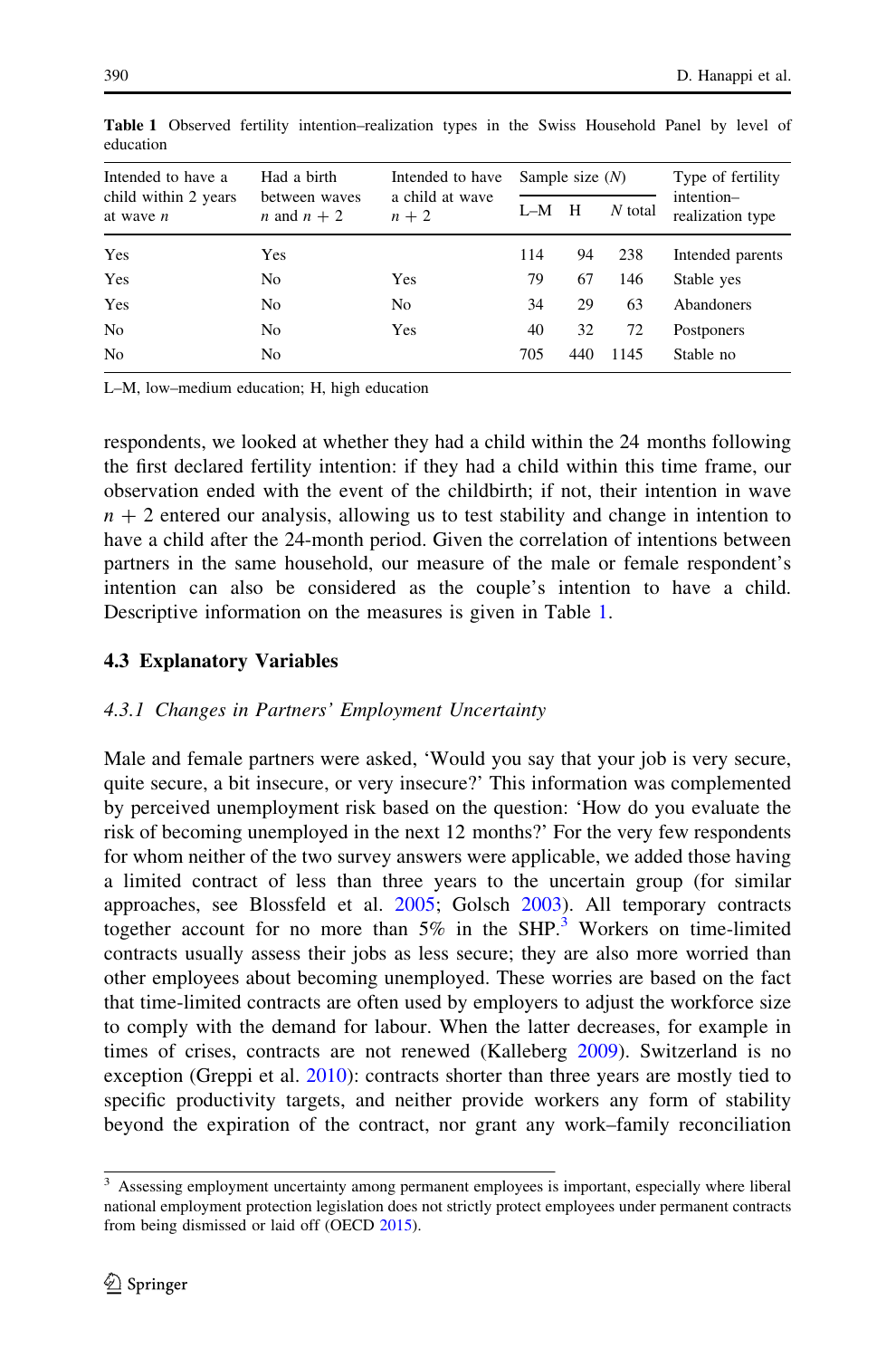**Table 1** Observed fertility intention–realization types in the Swiss Household Panel by level of education

| Intended to have a child within 2 years at wave $n$ | Had a birth between waves $n$ and $n+2$ | Intended to have a child at wave $n+2$ | Sample size ($N$) | | | Type of fertility intention–realization type |
|---|---|---|---|---|---|---|
| | | | L–M | H | $N$ total | |
| Yes | Yes | | 114 | 94 | 238 | Intended parents |
| Yes | No | Yes | 79 | 67 | 146 | Stable yes |
| Yes | No | No | 34 | 29 | 63 | Abandoners |
| No | No | Yes | 40 | 32 | 72 | Postponers |
| No | No | | 705 | 440 | 1145 | Stable no |

L–M, low–medium education; H, high education

respondents, we looked at whether they had a child within the 24 months following the first declared fertility intention: if they had a child within this time frame, our observation ended with the event of the childbirth; if not, their intention in wave $n + 2$ entered our analysis, allowing us to test stability and change in intention to have a child after the 24-month period. Given the correlation of intentions between partners in the same household, our measure of the male or female respondent's intention can also be considered as the couple's intention to have a child. Descriptive information on the measures is given in Table 1.

### 4.3 Explanatory Variables

#### *4.3.1 Changes in Partners' Employment Uncertainty*

Male and female partners were asked, 'Would you say that your job is very secure, quite secure, a bit insecure, or very insecure?' This information was complemented by perceived unemployment risk based on the question: 'How do you evaluate the risk of becoming unemployed in the next 12 months?' For the very few respondents for whom neither of the two survey answers were applicable, we added those having a limited contract of less than three years to the uncertain group (for similar approaches, see Blossfeld et al. 2005; Golsch 2003). All temporary contracts together account for no more than 5% in the SHP.[3] Workers on time-limited contracts usually assess their jobs as less secure; they are also more worried than other employees about becoming unemployed. These worries are based on the fact that time-limited contracts are often used by employers to adjust the workforce size to comply with the demand for labour. When the latter decreases, for example in times of crises, contracts are not renewed (Kalleberg 2009). Switzerland is no exception (Greppi et al. 2010): contracts shorter than three years are mostly tied to specific productivity targets, and neither provide workers any form of stability beyond the expiration of the contract, nor grant any work–family reconciliation

[3] Assessing employment uncertainty among permanent employees is important, especially where liberal national employment protection legislation does not strictly protect employees under permanent contracts from being dismissed or laid off (OECD 2015).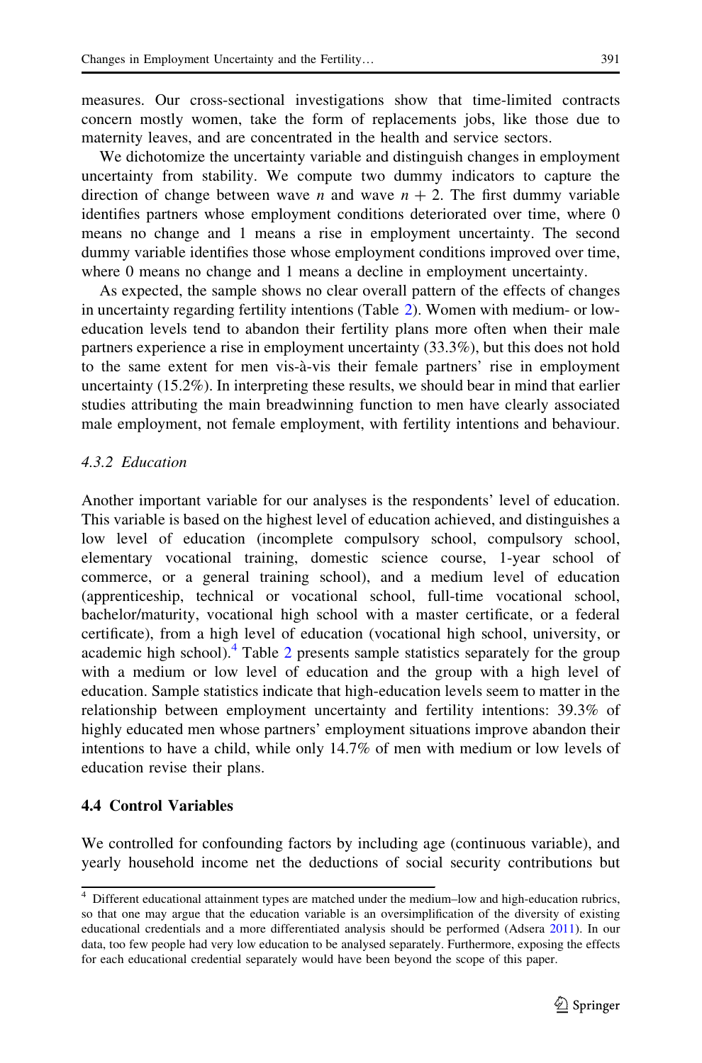measures. Our cross-sectional investigations show that time-limited contracts concern mostly women, take the form of replacements jobs, like those due to maternity leaves, and are concentrated in the health and service sectors.

We dichotomize the uncertainty variable and distinguish changes in employment uncertainty from stability. We compute two dummy indicators to capture the direction of change between wave $n$ and wave $n + 2$. The first dummy variable identifies partners whose employment conditions deteriorated over time, where 0 means no change and 1 means a rise in employment uncertainty. The second dummy variable identifies those whose employment conditions improved over time, where 0 means no change and 1 means a decline in employment uncertainty.

As expected, the sample shows no clear overall pattern of the effects of changes in uncertainty regarding fertility intentions (Table 2). Women with medium- or low-education levels tend to abandon their fertility plans more often when their male partners experience a rise in employment uncertainty (33.3%), but this does not hold to the same extent for men vis-à-vis their female partners' rise in employment uncertainty (15.2%). In interpreting these results, we should bear in mind that earlier studies attributing the main breadwinning function to men have clearly associated male employment, not female employment, with fertility intentions and behaviour.

#### 4.3.2 Education

Another important variable for our analyses is the respondents' level of education. This variable is based on the highest level of education achieved, and distinguishes a low level of education (incomplete compulsory school, compulsory school, elementary vocational training, domestic science course, 1-year school of commerce, or a general training school), and a medium level of education (apprenticeship, technical or vocational school, full-time vocational school, bachelor/maturity, vocational high school with a master certificate, or a federal certificate), from a high level of education (vocational high school, university, or academic high school).[4] Table 2 presents sample statistics separately for the group with a medium or low level of education and the group with a high level of education. Sample statistics indicate that high-education levels seem to matter in the relationship between employment uncertainty and fertility intentions: 39.3% of highly educated men whose partners' employment situations improve abandon their intentions to have a child, while only 14.7% of men with medium or low levels of education revise their plans.

### 4.4 Control Variables

We controlled for confounding factors by including age (continuous variable), and yearly household income net the deductions of social security contributions but

[4] Different educational attainment types are matched under the medium–low and high-education rubrics, so that one may argue that the education variable is an oversimplification of the diversity of existing educational credentials and a more differentiated analysis should be performed (Adsera 2011). In our data, too few people had very low education to be analysed separately. Furthermore, exposing the effects for each educational credential separately would have been beyond the scope of this paper.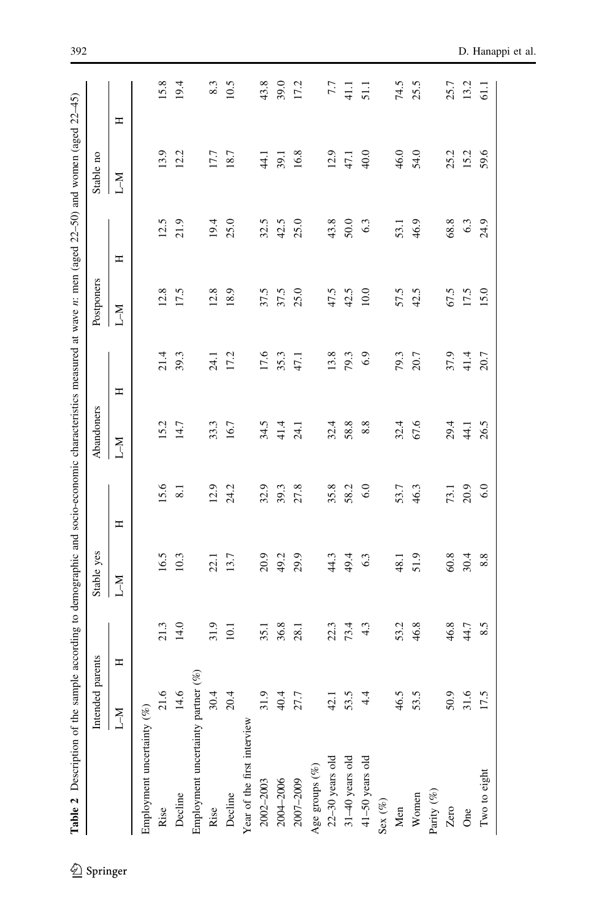**Table 2** Description of the sample according to demographic and socio-economic characteristics measured at wave *n*: men (aged 22–50) and women (aged 22–45)

| | Intended parents | | Stable yes | | Abandoners | | Postponers | | Stable no | |
|---|---|---|---|---|---|---|---|---|---|---|
| | L–M | H | L–M | H | L–M | H | L–M | H | L–M | H |
| Employment uncertainty (%) | | | | | | | | | | |
| Rise | 21.6 | 21.3 | 16.5 | 15.6 | 15.2 | 21.4 | 12.8 | 12.5 | 13.9 | 15.8 |
| Decline | 14.6 | 14.0 | 10.3 | 8.1 | 14.7 | 39.3 | 17.5 | 21.9 | 12.2 | 19.4 |
| Employment uncertainty partner (%) | | | | | | | | | | |
| Rise | 30.4 | 31.9 | 22.1 | 12.9 | 33.3 | 24.1 | 12.8 | 19.4 | 17.7 | 8.3 |
| Decline | 20.4 | 10.1 | 13.7 | 24.2 | 16.7 | 17.2 | 18.9 | 25.0 | 18.7 | 10.5 |
| Year of the first interview | | | | | | | | | | |
| 2002–2003 | 31.9 | 35.1 | 20.9 | 32.9 | 34.5 | 17.6 | 37.5 | 32.5 | 44.1 | 43.8 |
| 2004–2006 | 40.4 | 36.8 | 49.2 | 39.3 | 41.4 | 35.3 | 37.5 | 42.5 | 39.1 | 39.0 |
| 2007–2009 | 27.7 | 28.1 | 29.9 | 27.8 | 24.1 | 47.1 | 25.0 | 25.0 | 16.8 | 17.2 |
| Age groups (%) | | | | | | | | | | |
| 22–30 years old | 42.1 | 22.3 | 44.3 | 35.8 | 32.4 | 13.8 | 47.5 | 43.8 | 12.9 | 7.7 |
| 31–40 years old | 53.5 | 73.4 | 49.4 | 58.2 | 58.8 | 79.3 | 42.5 | 50.0 | 47.1 | 41.1 |
| 41–50 years old | 4.4 | 4.3 | 6.3 | 6.0 | 8.8 | 6.9 | 10.0 | 6.3 | 40.0 | 51.1 |
| Sex (%) | | | | | | | | | | |
| Men | 46.5 | 53.2 | 48.1 | 53.7 | 32.4 | 79.3 | 57.5 | 53.1 | 46.0 | 74.5 |
| Women | 53.5 | 46.8 | 51.9 | 46.3 | 67.6 | 20.7 | 42.5 | 46.9 | 54.0 | 25.5 |
| Parity (%) | | | | | | | | | | |
| Zero | 50.9 | 46.8 | 60.8 | 73.1 | 29.4 | 37.9 | 67.5 | 68.8 | 25.2 | 25.7 |
| One | 31.6 | 44.7 | 30.4 | 20.9 | 44.1 | 41.4 | 17.5 | 6.3 | 15.2 | 13.2 |
| Two to eight | 17.5 | 8.5 | 8.8 | 6.0 | 26.5 | 20.7 | 15.0 | 24.9 | 59.6 | 61.1 |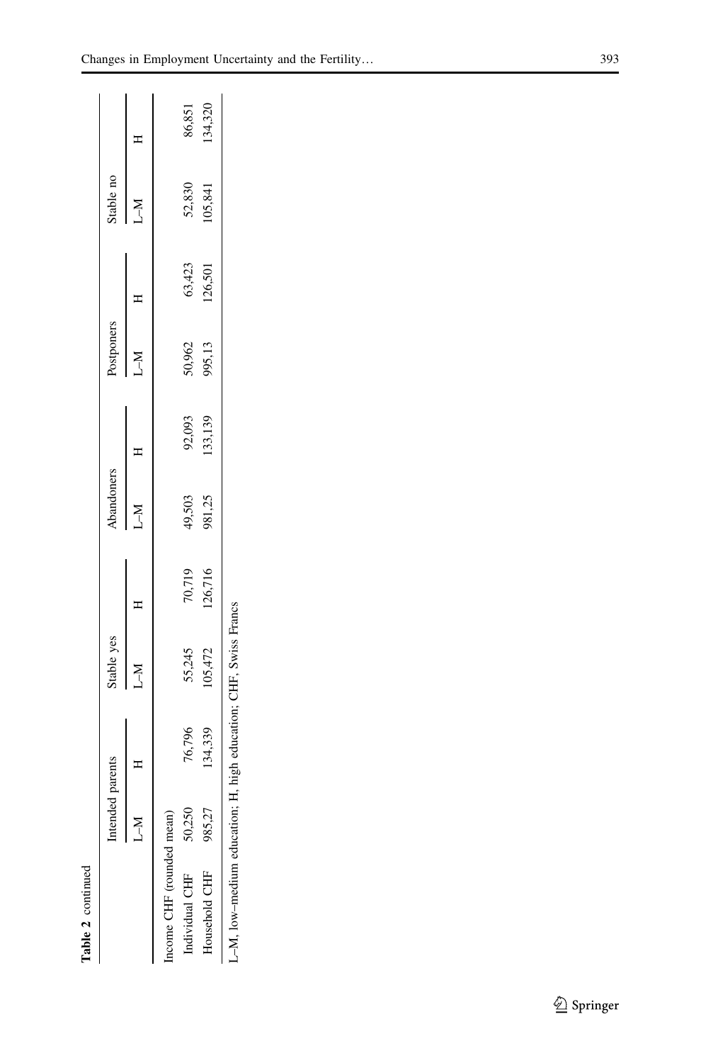**Table 2** continued

| | Intended parents | | Stable yes | | Abandoners | | Postponers | | Stable no | |
|---|---|---|---|---|---|---|---|---|---|---|
| | L–M | H | L–M | H | L–M | H | L–M | H | L–M | H |
| Income CHF (rounded mean) | | | | | | | | | | |
| Individual CHF | 50,250 | 76,796 | 55,245 | 70,719 | 49,503 | 92,093 | 50,962 | 63,423 | 52,830 | 86,851 |
| Household CHF | 985,27 | 134,339 | 105,472 | 126,716 | 981,25 | 133,139 | 995,13 | 126,501 | 105,841 | 134,320 |

L–M, low–medium education; H, high education; CHF, Swiss Francs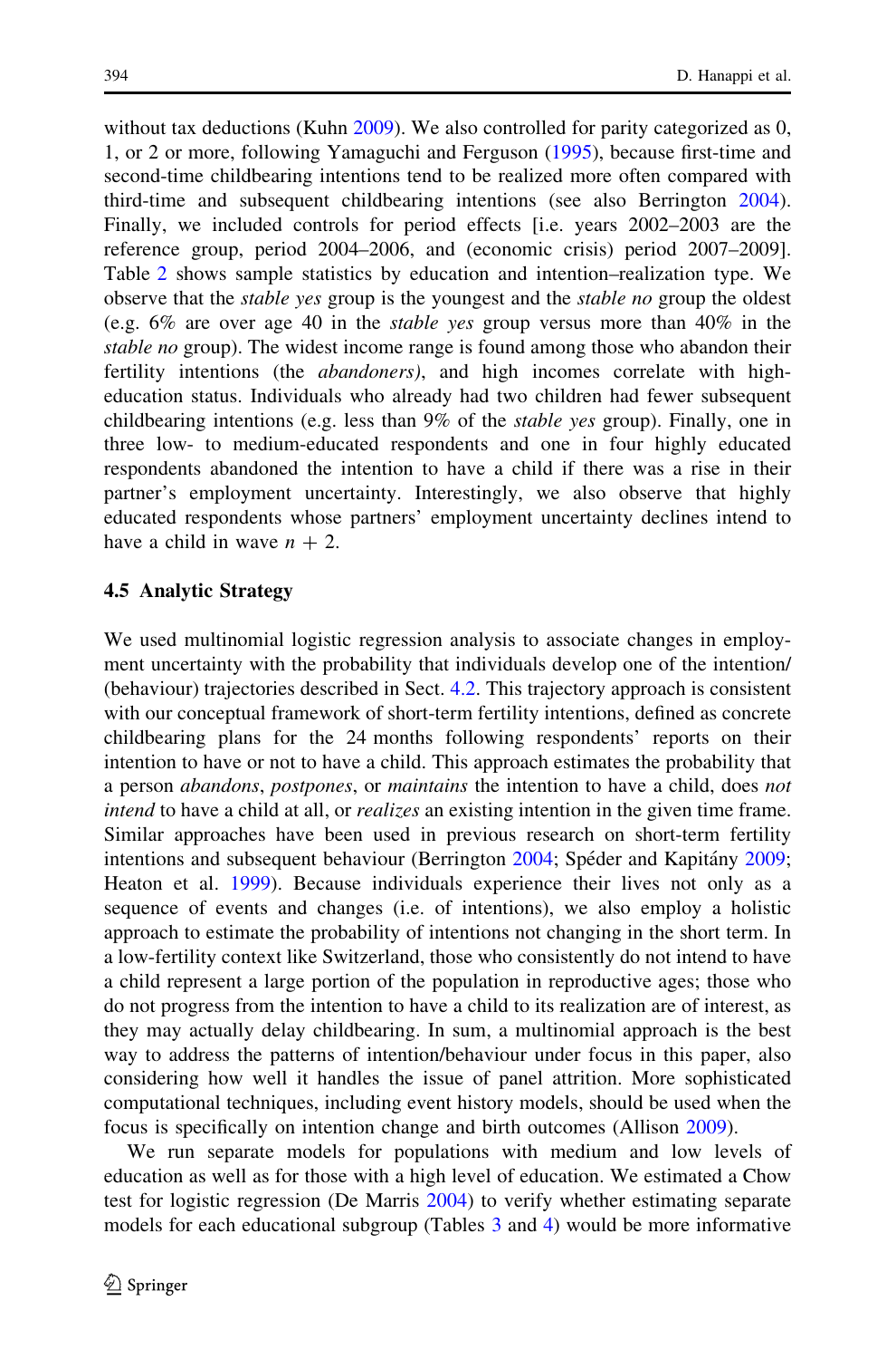without tax deductions (Kuhn 2009). We also controlled for parity categorized as 0, 1, or 2 or more, following Yamaguchi and Ferguson (1995), because first-time and second-time childbearing intentions tend to be realized more often compared with third-time and subsequent childbearing intentions (see also Berrington 2004). Finally, we included controls for period effects [i.e. years 2002–2003 are the reference group, period 2004–2006, and (economic crisis) period 2007–2009]. Table 2 shows sample statistics by education and intention–realization type. We observe that the *stable yes* group is the youngest and the *stable no* group the oldest (e.g. 6% are over age 40 in the *stable yes* group versus more than 40% in the *stable no* group). The widest income range is found among those who abandon their fertility intentions (the *abandoners)*, and high incomes correlate with high-education status. Individuals who already had two children had fewer subsequent childbearing intentions (e.g. less than 9% of the *stable yes* group). Finally, one in three low- to medium-educated respondents and one in four highly educated respondents abandoned the intention to have a child if there was a rise in their partner's employment uncertainty. Interestingly, we also observe that highly educated respondents whose partners' employment uncertainty declines intend to have a child in wave $n + 2$.

### 4.5 Analytic Strategy

We used multinomial logistic regression analysis to associate changes in employment uncertainty with the probability that individuals develop one of the intention/(behaviour) trajectories described in Sect. 4.2. This trajectory approach is consistent with our conceptual framework of short-term fertility intentions, defined as concrete childbearing plans for the 24 months following respondents' reports on their intention to have or not to have a child. This approach estimates the probability that a person *abandons*, *postpones*, or *maintains* the intention to have a child, does *not intend* to have a child at all, or *realizes* an existing intention in the given time frame. Similar approaches have been used in previous research on short-term fertility intentions and subsequent behaviour (Berrington 2004; Spéder and Kapitány 2009; Heaton et al. 1999). Because individuals experience their lives not only as a sequence of events and changes (i.e. of intentions), we also employ a holistic approach to estimate the probability of intentions not changing in the short term. In a low-fertility context like Switzerland, those who consistently do not intend to have a child represent a large portion of the population in reproductive ages; those who do not progress from the intention to have a child to its realization are of interest, as they may actually delay childbearing. In sum, a multinomial approach is the best way to address the patterns of intention/behaviour under focus in this paper, also considering how well it handles the issue of panel attrition. More sophisticated computational techniques, including event history models, should be used when the focus is specifically on intention change and birth outcomes (Allison 2009).

We run separate models for populations with medium and low levels of education as well as for those with a high level of education. We estimated a Chow test for logistic regression (De Marris 2004) to verify whether estimating separate models for each educational subgroup (Tables 3 and 4) would be more informative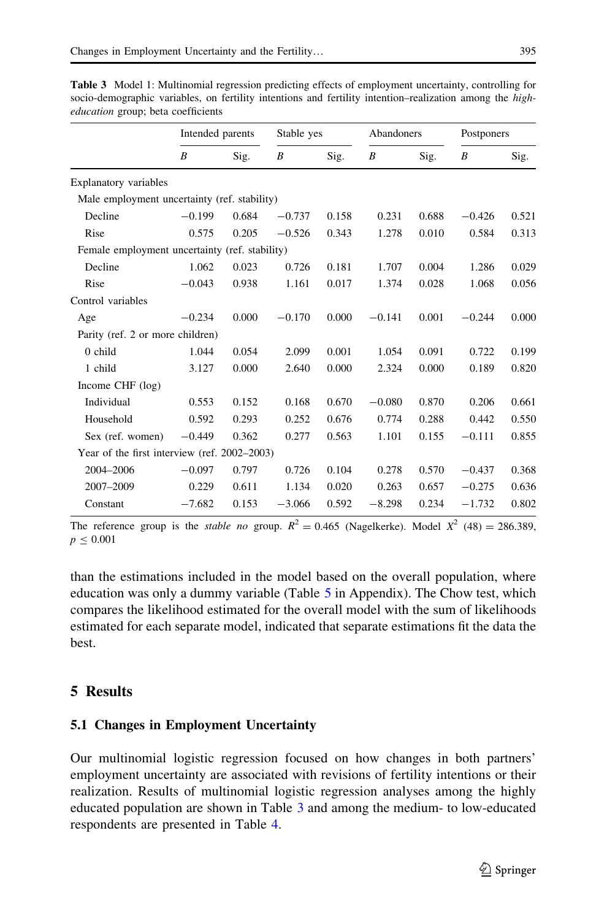**Table 3** Model 1: Multinomial regression predicting effects of employment uncertainty, controlling for socio-demographic variables, on fertility intentions and fertility intention–realization among the *high-education* group; beta coefficients

| | Intended parents | | Stable yes | | Abandoners | | Postponers | |
|---|---|---|---|---|---|---|---|---|
| | *B* | Sig. | *B* | Sig. | *B* | Sig. | *B* | Sig. |
| Explanatory variables | | | | | | | | |
| Male employment uncertainty (ref. stability) | | | | | | | | |
| Decline | −0.199 | 0.684 | −0.737 | 0.158 | 0.231 | 0.688 | −0.426 | 0.521 |
| Rise | 0.575 | 0.205 | −0.526 | 0.343 | 1.278 | 0.010 | 0.584 | 0.313 |
| Female employment uncertainty (ref. stability) | | | | | | | | |
| Decline | 1.062 | 0.023 | 0.726 | 0.181 | 1.707 | 0.004 | 1.286 | 0.029 |
| Rise | −0.043 | 0.938 | 1.161 | 0.017 | 1.374 | 0.028 | 1.068 | 0.056 |
| Control variables | | | | | | | | |
| Age | −0.234 | 0.000 | −0.170 | 0.000 | −0.141 | 0.001 | −0.244 | 0.000 |
| Parity (ref. 2 or more children) | | | | | | | | |
| 0 child | 1.044 | 0.054 | 2.099 | 0.001 | 1.054 | 0.091 | 0.722 | 0.199 |
| 1 child | 3.127 | 0.000 | 2.640 | 0.000 | 2.324 | 0.000 | 0.189 | 0.820 |
| Income CHF (log) | | | | | | | | |
| Individual | 0.553 | 0.152 | 0.168 | 0.670 | −0.080 | 0.870 | 0.206 | 0.661 |
| Household | 0.592 | 0.293 | 0.252 | 0.676 | 0.774 | 0.288 | 0.442 | 0.550 |
| Sex (ref. women) | −0.449 | 0.362 | 0.277 | 0.563 | 1.101 | 0.155 | −0.111 | 0.855 |
| Year of the first interview (ref. 2002–2003) | | | | | | | | |
| 2004–2006 | −0.097 | 0.797 | 0.726 | 0.104 | 0.278 | 0.570 | −0.437 | 0.368 |
| 2007–2009 | 0.229 | 0.611 | 1.134 | 0.020 | 0.263 | 0.657 | −0.275 | 0.636 |
| Constant | −7.682 | 0.153 | −3.066 | 0.592 | −8.298 | 0.234 | −1.732 | 0.802 |

The reference group is the *stable no* group. $R^2 = 0.465$ (Nagelkerke). Model $X^2$ (48) = 286.389, $p \leq 0.001$

than the estimations included in the model based on the overall population, where education was only a dummy variable (Table 5 in Appendix). The Chow test, which compares the likelihood estimated for the overall model with the sum of likelihoods estimated for each separate model, indicated that separate estimations fit the data the best.

## 5 Results

### 5.1 Changes in Employment Uncertainty

Our multinomial logistic regression focused on how changes in both partners' employment uncertainty are associated with revisions of fertility intentions or their realization. Results of multinomial logistic regression analyses among the highly educated population are shown in Table 3 and among the medium- to low-educated respondents are presented in Table 4.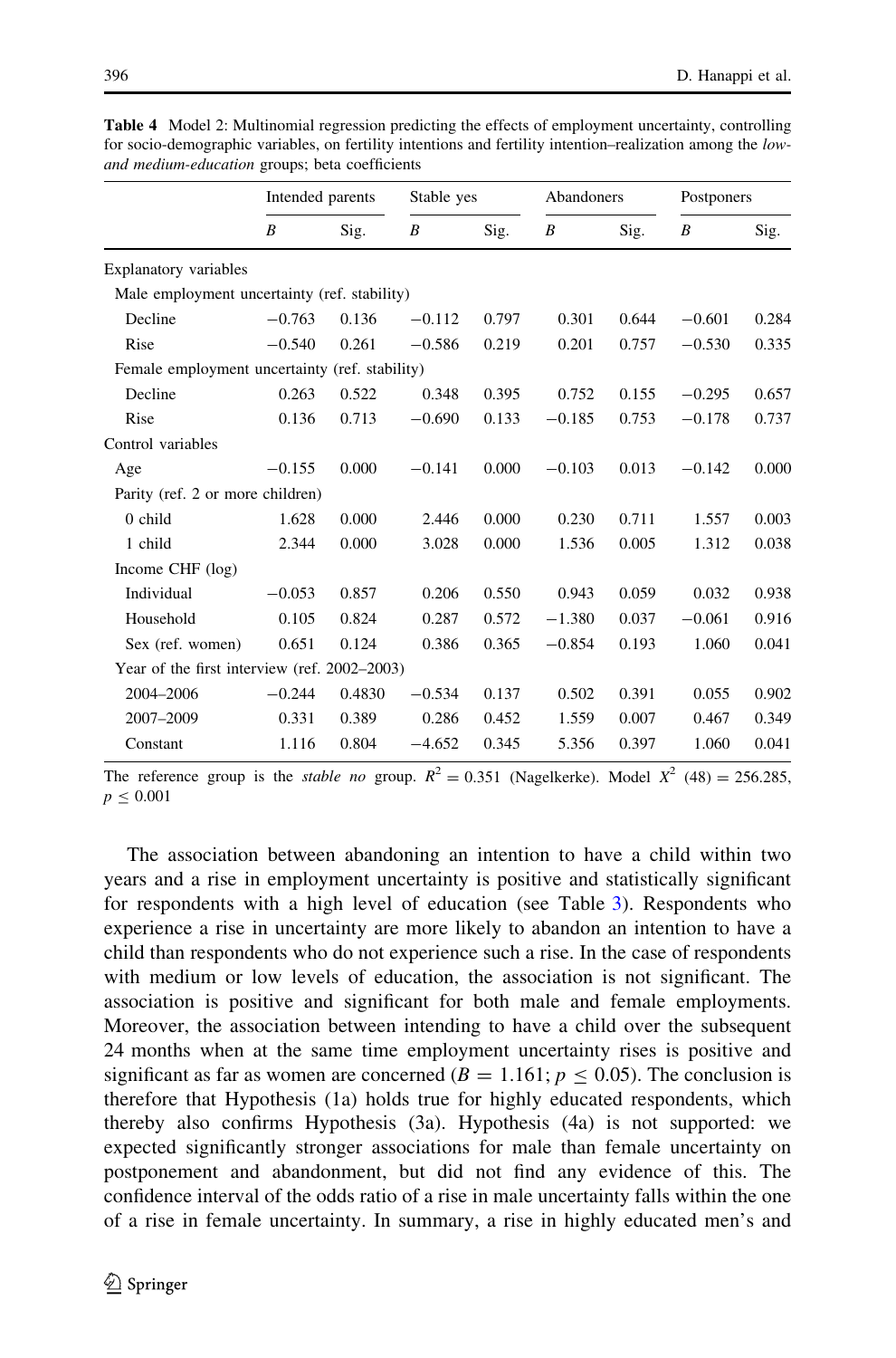**Table 4** Model 2: Multinomial regression predicting the effects of employment uncertainty, controlling for socio-demographic variables, on fertility intentions and fertility intention–realization among the *low- and medium-education* groups; beta coefficients

| | Intended parents | | Stable yes | | Abandoners | | Postponers | |
|---|---|---|---|---|---|---|---|---|
| | *B* | Sig. | *B* | Sig. | *B* | Sig. | *B* | Sig. |
| Explanatory variables | | | | | | | | |
| Male employment uncertainty (ref. stability) | | | | | | | | |
| Decline | −0.763 | 0.136 | −0.112 | 0.797 | 0.301 | 0.644 | −0.601 | 0.284 |
| Rise | −0.540 | 0.261 | −0.586 | 0.219 | 0.201 | 0.757 | −0.530 | 0.335 |
| Female employment uncertainty (ref. stability) | | | | | | | | |
| Decline | 0.263 | 0.522 | 0.348 | 0.395 | 0.752 | 0.155 | −0.295 | 0.657 |
| Rise | 0.136 | 0.713 | −0.690 | 0.133 | −0.185 | 0.753 | −0.178 | 0.737 |
| Control variables | | | | | | | | |
| Age | −0.155 | 0.000 | −0.141 | 0.000 | −0.103 | 0.013 | −0.142 | 0.000 |
| Parity (ref. 2 or more children) | | | | | | | | |
| 0 child | 1.628 | 0.000 | 2.446 | 0.000 | 0.230 | 0.711 | 1.557 | 0.003 |
| 1 child | 2.344 | 0.000 | 3.028 | 0.000 | 1.536 | 0.005 | 1.312 | 0.038 |
| Income CHF (log) | | | | | | | | |
| Individual | −0.053 | 0.857 | 0.206 | 0.550 | 0.943 | 0.059 | 0.032 | 0.938 |
| Household | 0.105 | 0.824 | 0.287 | 0.572 | −1.380 | 0.037 | −0.061 | 0.916 |
| Sex (ref. women) | 0.651 | 0.124 | 0.386 | 0.365 | −0.854 | 0.193 | 1.060 | 0.041 |
| Year of the first interview (ref. 2002–2003) | | | | | | | | |
| 2004–2006 | −0.244 | 0.4830 | −0.534 | 0.137 | 0.502 | 0.391 | 0.055 | 0.902 |
| 2007–2009 | 0.331 | 0.389 | 0.286 | 0.452 | 1.559 | 0.007 | 0.467 | 0.349 |
| Constant | 1.116 | 0.804 | −4.652 | 0.345 | 5.356 | 0.397 | 1.060 | 0.041 |

The reference group is the *stable no* group. $R^2 = 0.351$ (Nagelkerke). Model $X^2$ (48) = 256.285, $p \leq 0.001$

The association between abandoning an intention to have a child within two years and a rise in employment uncertainty is positive and statistically significant for respondents with a high level of education (see Table 3). Respondents who experience a rise in uncertainty are more likely to abandon an intention to have a child than respondents who do not experience such a rise. In the case of respondents with medium or low levels of education, the association is not significant. The association is positive and significant for both male and female employments. Moreover, the association between intending to have a child over the subsequent 24 months when at the same time employment uncertainty rises is positive and significant as far as women are concerned ($B = 1.161$; $p \leq 0.05$). The conclusion is therefore that Hypothesis (1a) holds true for highly educated respondents, which thereby also confirms Hypothesis (3a). Hypothesis (4a) is not supported: we expected significantly stronger associations for male than female uncertainty on postponement and abandonment, but did not find any evidence of this. The confidence interval of the odds ratio of a rise in male uncertainty falls within the one of a rise in female uncertainty. In summary, a rise in highly educated men's and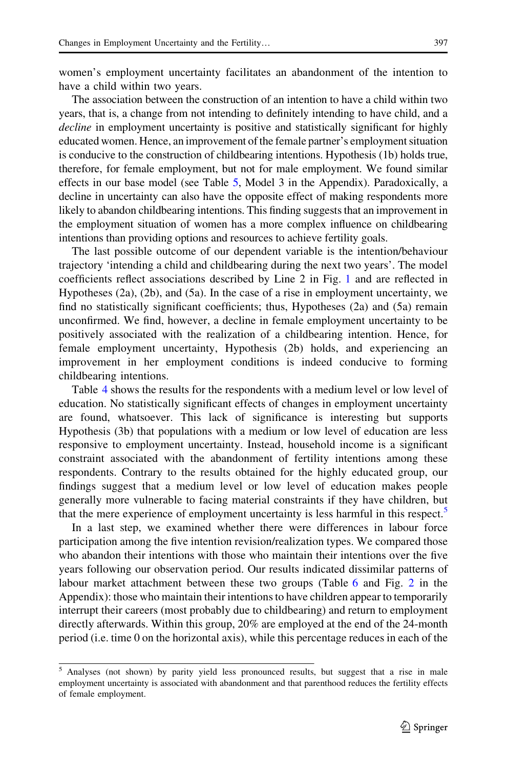women's employment uncertainty facilitates an abandonment of the intention to have a child within two years.

The association between the construction of an intention to have a child within two years, that is, a change from not intending to definitely intending to have child, and a *decline* in employment uncertainty is positive and statistically significant for highly educated women. Hence, an improvement of the female partner's employment situation is conducive to the construction of childbearing intentions. Hypothesis (1b) holds true, therefore, for female employment, but not for male employment. We found similar effects in our base model (see Table 5, Model 3 in the Appendix). Paradoxically, a decline in uncertainty can also have the opposite effect of making respondents more likely to abandon childbearing intentions. This finding suggests that an improvement in the employment situation of women has a more complex influence on childbearing intentions than providing options and resources to achieve fertility goals.

The last possible outcome of our dependent variable is the intention/behaviour trajectory 'intending a child and childbearing during the next two years'. The model coefficients reflect associations described by Line 2 in Fig. 1 and are reflected in Hypotheses (2a), (2b), and (5a). In the case of a rise in employment uncertainty, we find no statistically significant coefficients; thus, Hypotheses (2a) and (5a) remain unconfirmed. We find, however, a decline in female employment uncertainty to be positively associated with the realization of a childbearing intention. Hence, for female employment uncertainty, Hypothesis (2b) holds, and experiencing an improvement in her employment conditions is indeed conducive to forming childbearing intentions.

Table 4 shows the results for the respondents with a medium level or low level of education. No statistically significant effects of changes in employment uncertainty are found, whatsoever. This lack of significance is interesting but supports Hypothesis (3b) that populations with a medium or low level of education are less responsive to employment uncertainty. Instead, household income is a significant constraint associated with the abandonment of fertility intentions among these respondents. Contrary to the results obtained for the highly educated group, our findings suggest that a medium level or low level of education makes people generally more vulnerable to facing material constraints if they have children, but that the mere experience of employment uncertainty is less harmful in this respect.[5]

In a last step, we examined whether there were differences in labour force participation among the five intention revision/realization types. We compared those who abandon their intentions with those who maintain their intentions over the five years following our observation period. Our results indicated dissimilar patterns of labour market attachment between these two groups (Table 6 and Fig. 2 in the Appendix): those who maintain their intentions to have children appear to temporarily interrupt their careers (most probably due to childbearing) and return to employment directly afterwards. Within this group, 20% are employed at the end of the 24-month period (i.e. time 0 on the horizontal axis), while this percentage reduces in each of the

---

[5] Analyses (not shown) by parity yield less pronounced results, but suggest that a rise in male employment uncertainty is associated with abandonment and that parenthood reduces the fertility effects of female employment.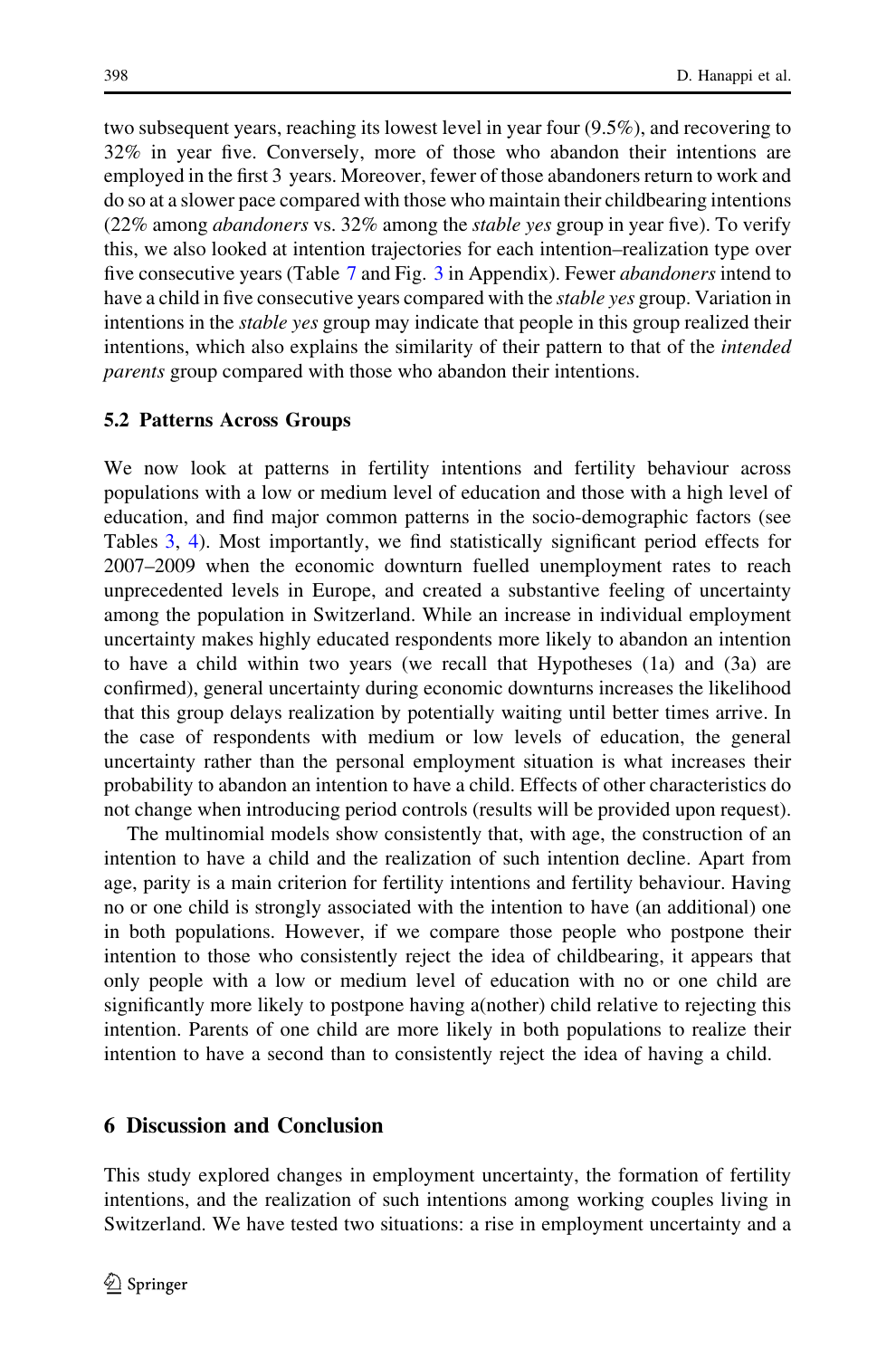two subsequent years, reaching its lowest level in year four (9.5%), and recovering to 32% in year five. Conversely, more of those who abandon their intentions are employed in the first 3 years. Moreover, fewer of those abandoners return to work and do so at a slower pace compared with those who maintain their childbearing intentions (22% among *abandoners* vs. 32% among the *stable yes* group in year five). To verify this, we also looked at intention trajectories for each intention–realization type over five consecutive years (Table 7 and Fig. 3 in Appendix). Fewer *abandoners* intend to have a child in five consecutive years compared with the *stable yes* group. Variation in intentions in the *stable yes* group may indicate that people in this group realized their intentions, which also explains the similarity of their pattern to that of the *intended parents* group compared with those who abandon their intentions.

### 5.2 Patterns Across Groups

We now look at patterns in fertility intentions and fertility behaviour across populations with a low or medium level of education and those with a high level of education, and find major common patterns in the socio-demographic factors (see Tables 3, 4). Most importantly, we find statistically significant period effects for 2007–2009 when the economic downturn fuelled unemployment rates to reach unprecedented levels in Europe, and created a substantive feeling of uncertainty among the population in Switzerland. While an increase in individual employment uncertainty makes highly educated respondents more likely to abandon an intention to have a child within two years (we recall that Hypotheses (1a) and (3a) are confirmed), general uncertainty during economic downturns increases the likelihood that this group delays realization by potentially waiting until better times arrive. In the case of respondents with medium or low levels of education, the general uncertainty rather than the personal employment situation is what increases their probability to abandon an intention to have a child. Effects of other characteristics do not change when introducing period controls (results will be provided upon request).

The multinomial models show consistently that, with age, the construction of an intention to have a child and the realization of such intention decline. Apart from age, parity is a main criterion for fertility intentions and fertility behaviour. Having no or one child is strongly associated with the intention to have (an additional) one in both populations. However, if we compare those people who postpone their intention to those who consistently reject the idea of childbearing, it appears that only people with a low or medium level of education with no or one child are significantly more likely to postpone having a(nother) child relative to rejecting this intention. Parents of one child are more likely in both populations to realize their intention to have a second than to consistently reject the idea of having a child.

## 6 Discussion and Conclusion

This study explored changes in employment uncertainty, the formation of fertility intentions, and the realization of such intentions among working couples living in Switzerland. We have tested two situations: a rise in employment uncertainty and a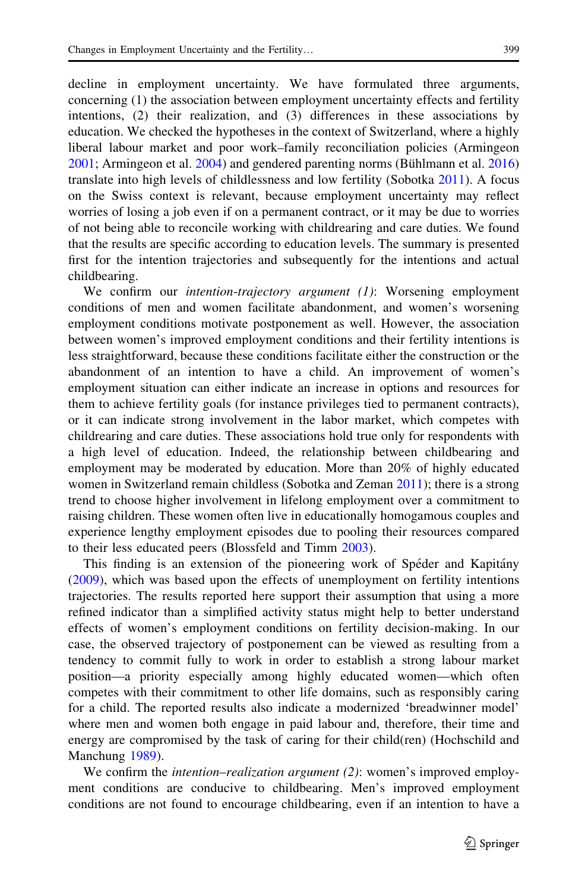decline in employment uncertainty. We have formulated three arguments, concerning (1) the association between employment uncertainty effects and fertility intentions, (2) their realization, and (3) differences in these associations by education. We checked the hypotheses in the context of Switzerland, where a highly liberal labour market and poor work–family reconciliation policies (Armingeon 2001; Armingeon et al. 2004) and gendered parenting norms (Bühlmann et al. 2016) translate into high levels of childlessness and low fertility (Sobotka 2011). A focus on the Swiss context is relevant, because employment uncertainty may reflect worries of losing a job even if on a permanent contract, or it may be due to worries of not being able to reconcile working with childrearing and care duties. We found that the results are specific according to education levels. The summary is presented first for the intention trajectories and subsequently for the intentions and actual childbearing.

We confirm our *intention-trajectory argument (1)*: Worsening employment conditions of men and women facilitate abandonment, and women's worsening employment conditions motivate postponement as well. However, the association between women's improved employment conditions and their fertility intentions is less straightforward, because these conditions facilitate either the construction or the abandonment of an intention to have a child. An improvement of women's employment situation can either indicate an increase in options and resources for them to achieve fertility goals (for instance privileges tied to permanent contracts), or it can indicate strong involvement in the labor market, which competes with childrearing and care duties. These associations hold true only for respondents with a high level of education. Indeed, the relationship between childbearing and employment may be moderated by education. More than 20% of highly educated women in Switzerland remain childless (Sobotka and Zeman 2011); there is a strong trend to choose higher involvement in lifelong employment over a commitment to raising children. These women often live in educationally homogamous couples and experience lengthy employment episodes due to pooling their resources compared to their less educated peers (Blossfeld and Timm 2003).

This finding is an extension of the pioneering work of Spéder and Kapitány (2009), which was based upon the effects of unemployment on fertility intentions trajectories. The results reported here support their assumption that using a more refined indicator than a simplified activity status might help to better understand effects of women's employment conditions on fertility decision-making. In our case, the observed trajectory of postponement can be viewed as resulting from a tendency to commit fully to work in order to establish a strong labour market position—a priority especially among highly educated women—which often competes with their commitment to other life domains, such as responsibly caring for a child. The reported results also indicate a modernized 'breadwinner model' where men and women both engage in paid labour and, therefore, their time and energy are compromised by the task of caring for their child(ren) (Hochschild and Manchung 1989).

We confirm the *intention–realization argument (2)*: women's improved employment conditions are conducive to childbearing. Men's improved employment conditions are not found to encourage childbearing, even if an intention to have a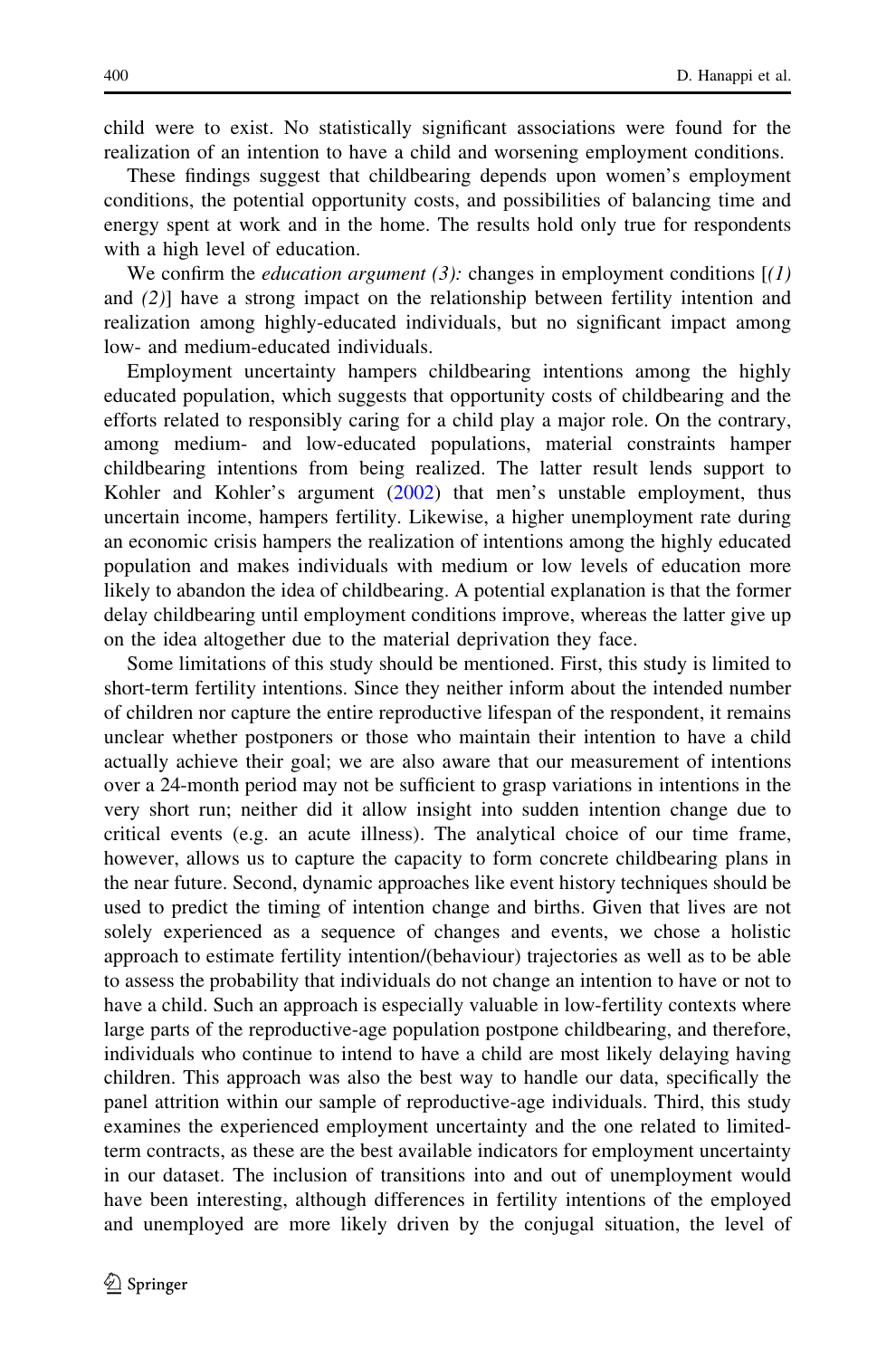child were to exist. No statistically significant associations were found for the realization of an intention to have a child and worsening employment conditions.

These findings suggest that childbearing depends upon women's employment conditions, the potential opportunity costs, and possibilities of balancing time and energy spent at work and in the home. The results hold only true for respondents with a high level of education.

We confirm the *education argument (3):* changes in employment conditions [*(1)* and *(2)*] have a strong impact on the relationship between fertility intention and realization among highly-educated individuals, but no significant impact among low- and medium-educated individuals.

Employment uncertainty hampers childbearing intentions among the highly educated population, which suggests that opportunity costs of childbearing and the efforts related to responsibly caring for a child play a major role. On the contrary, among medium- and low-educated populations, material constraints hamper childbearing intentions from being realized. The latter result lends support to Kohler and Kohler's argument (2002) that men's unstable employment, thus uncertain income, hampers fertility. Likewise, a higher unemployment rate during an economic crisis hampers the realization of intentions among the highly educated population and makes individuals with medium or low levels of education more likely to abandon the idea of childbearing. A potential explanation is that the former delay childbearing until employment conditions improve, whereas the latter give up on the idea altogether due to the material deprivation they face.

Some limitations of this study should be mentioned. First, this study is limited to short-term fertility intentions. Since they neither inform about the intended number of children nor capture the entire reproductive lifespan of the respondent, it remains unclear whether postponers or those who maintain their intention to have a child actually achieve their goal; we are also aware that our measurement of intentions over a 24-month period may not be sufficient to grasp variations in intentions in the very short run; neither did it allow insight into sudden intention change due to critical events (e.g. an acute illness). The analytical choice of our time frame, however, allows us to capture the capacity to form concrete childbearing plans in the near future. Second, dynamic approaches like event history techniques should be used to predict the timing of intention change and births. Given that lives are not solely experienced as a sequence of changes and events, we chose a holistic approach to estimate fertility intention/(behaviour) trajectories as well as to be able to assess the probability that individuals do not change an intention to have or not to have a child. Such an approach is especially valuable in low-fertility contexts where large parts of the reproductive-age population postpone childbearing, and therefore, individuals who continue to intend to have a child are most likely delaying having children. This approach was also the best way to handle our data, specifically the panel attrition within our sample of reproductive-age individuals. Third, this study examines the experienced employment uncertainty and the one related to limited-term contracts, as these are the best available indicators for employment uncertainty in our dataset. The inclusion of transitions into and out of unemployment would have been interesting, although differences in fertility intentions of the employed and unemployed are more likely driven by the conjugal situation, the level of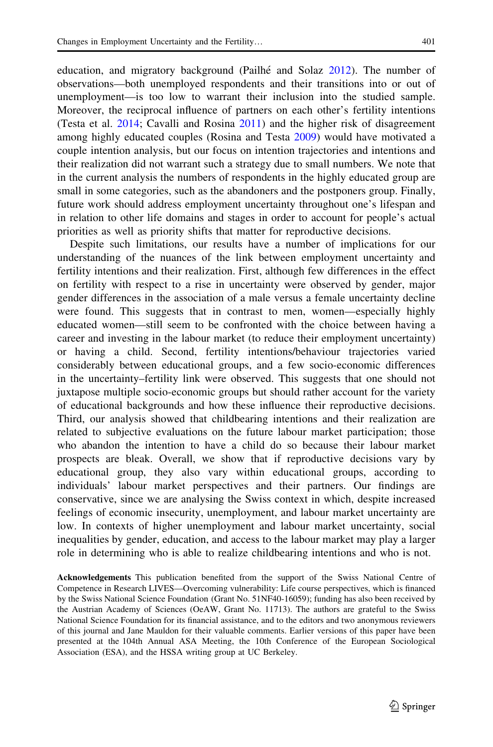education, and migratory background (Pailhé and Solaz 2012). The number of observations—both unemployed respondents and their transitions into or out of unemployment—is too low to warrant their inclusion into the studied sample. Moreover, the reciprocal influence of partners on each other's fertility intentions (Testa et al. 2014; Cavalli and Rosina 2011) and the higher risk of disagreement among highly educated couples (Rosina and Testa 2009) would have motivated a couple intention analysis, but our focus on intention trajectories and intentions and their realization did not warrant such a strategy due to small numbers. We note that in the current analysis the numbers of respondents in the highly educated group are small in some categories, such as the abandoners and the postponers group. Finally, future work should address employment uncertainty throughout one's lifespan and in relation to other life domains and stages in order to account for people's actual priorities as well as priority shifts that matter for reproductive decisions.

Despite such limitations, our results have a number of implications for our understanding of the nuances of the link between employment uncertainty and fertility intentions and their realization. First, although few differences in the effect on fertility with respect to a rise in uncertainty were observed by gender, major gender differences in the association of a male versus a female uncertainty decline were found. This suggests that in contrast to men, women—especially highly educated women—still seem to be confronted with the choice between having a career and investing in the labour market (to reduce their employment uncertainty) or having a child. Second, fertility intentions/behaviour trajectories varied considerably between educational groups, and a few socio-economic differences in the uncertainty–fertility link were observed. This suggests that one should not juxtapose multiple socio-economic groups but should rather account for the variety of educational backgrounds and how these influence their reproductive decisions. Third, our analysis showed that childbearing intentions and their realization are related to subjective evaluations on the future labour market participation; those who abandon the intention to have a child do so because their labour market prospects are bleak. Overall, we show that if reproductive decisions vary by educational group, they also vary within educational groups, according to individuals' labour market perspectives and their partners. Our findings are conservative, since we are analysing the Swiss context in which, despite increased feelings of economic insecurity, unemployment, and labour market uncertainty are low. In contexts of higher unemployment and labour market uncertainty, social inequalities by gender, education, and access to the labour market may play a larger role in determining who is able to realize childbearing intentions and who is not.

**Acknowledgements** This publication benefited from the support of the Swiss National Centre of Competence in Research LIVES—Overcoming vulnerability: Life course perspectives, which is financed by the Swiss National Science Foundation (Grant No. 51NF40-16059); funding has also been received by the Austrian Academy of Sciences (OeAW, Grant No. 11713). The authors are grateful to the Swiss National Science Foundation for its financial assistance, and to the editors and two anonymous reviewers of this journal and Jane Mauldon for their valuable comments. Earlier versions of this paper have been presented at the 104th Annual ASA Meeting, the 10th Conference of the European Sociological Association (ESA), and the HSSA writing group at UC Berkeley.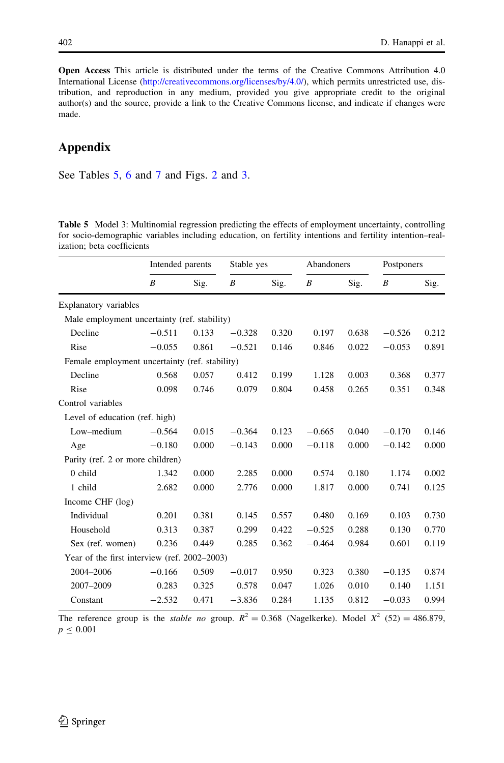**Open Access** This article is distributed under the terms of the Creative Commons Attribution 4.0 International License (http://creativecommons.org/licenses/by/4.0/), which permits unrestricted use, distribution, and reproduction in any medium, provided you give appropriate credit to the original author(s) and the source, provide a link to the Creative Commons license, and indicate if changes were made.

## Appendix

See Tables 5, 6 and 7 and Figs. 2 and 3.

**Table 5** Model 3: Multinomial regression predicting the effects of employment uncertainty, controlling for socio-demographic variables including education, on fertility intentions and fertility intention–realization; beta coefficients

| | Intended parents | | Stable yes | | Abandoners | | Postponers | |
|---|---|---|---|---|---|---|---|---|
| | *B* | Sig. | *B* | Sig. | *B* | Sig. | *B* | Sig. |
| Explanatory variables | | | | | | | | |
| Male employment uncertainty (ref. stability) | | | | | | | | |
| Decline | −0.511 | 0.133 | −0.328 | 0.320 | 0.197 | 0.638 | −0.526 | 0.212 |
| Rise | −0.055 | 0.861 | −0.521 | 0.146 | 0.846 | 0.022 | −0.053 | 0.891 |
| Female employment uncertainty (ref. stability) | | | | | | | | |
| Decline | 0.568 | 0.057 | 0.412 | 0.199 | 1.128 | 0.003 | 0.368 | 0.377 |
| Rise | 0.098 | 0.746 | 0.079 | 0.804 | 0.458 | 0.265 | 0.351 | 0.348 |
| Control variables | | | | | | | | |
| Level of education (ref. high) | | | | | | | | |
| Low–medium | −0.564 | 0.015 | −0.364 | 0.123 | −0.665 | 0.040 | −0.170 | 0.146 |
| Age | −0.180 | 0.000 | −0.143 | 0.000 | −0.118 | 0.000 | −0.142 | 0.000 |
| Parity (ref. 2 or more children) | | | | | | | | |
| 0 child | 1.342 | 0.000 | 2.285 | 0.000 | 0.574 | 0.180 | 1.174 | 0.002 |
| 1 child | 2.682 | 0.000 | 2.776 | 0.000 | 1.817 | 0.000 | 0.741 | 0.125 |
| Income CHF (log) | | | | | | | | |
| Individual | 0.201 | 0.381 | 0.145 | 0.557 | 0.480 | 0.169 | 0.103 | 0.730 |
| Household | 0.313 | 0.387 | 0.299 | 0.422 | −0.525 | 0.288 | 0.130 | 0.770 |
| Sex (ref. women) | 0.236 | 0.449 | 0.285 | 0.362 | −0.464 | 0.984 | 0.601 | 0.119 |
| Year of the first interview (ref. 2002–2003) | | | | | | | | |
| 2004–2006 | −0.166 | 0.509 | −0.017 | 0.950 | 0.323 | 0.380 | −0.135 | 0.874 |
| 2007–2009 | 0.283 | 0.325 | 0.578 | 0.047 | 1.026 | 0.010 | 0.140 | 1.151 |
| Constant | −2.532 | 0.471 | −3.836 | 0.284 | 1.135 | 0.812 | −0.033 | 0.994 |

The reference group is the *stable no* group. $R^2 = 0.368$ (Nagelkerke). Model $X^2$ (52) = 486.879, $p \leq 0.001$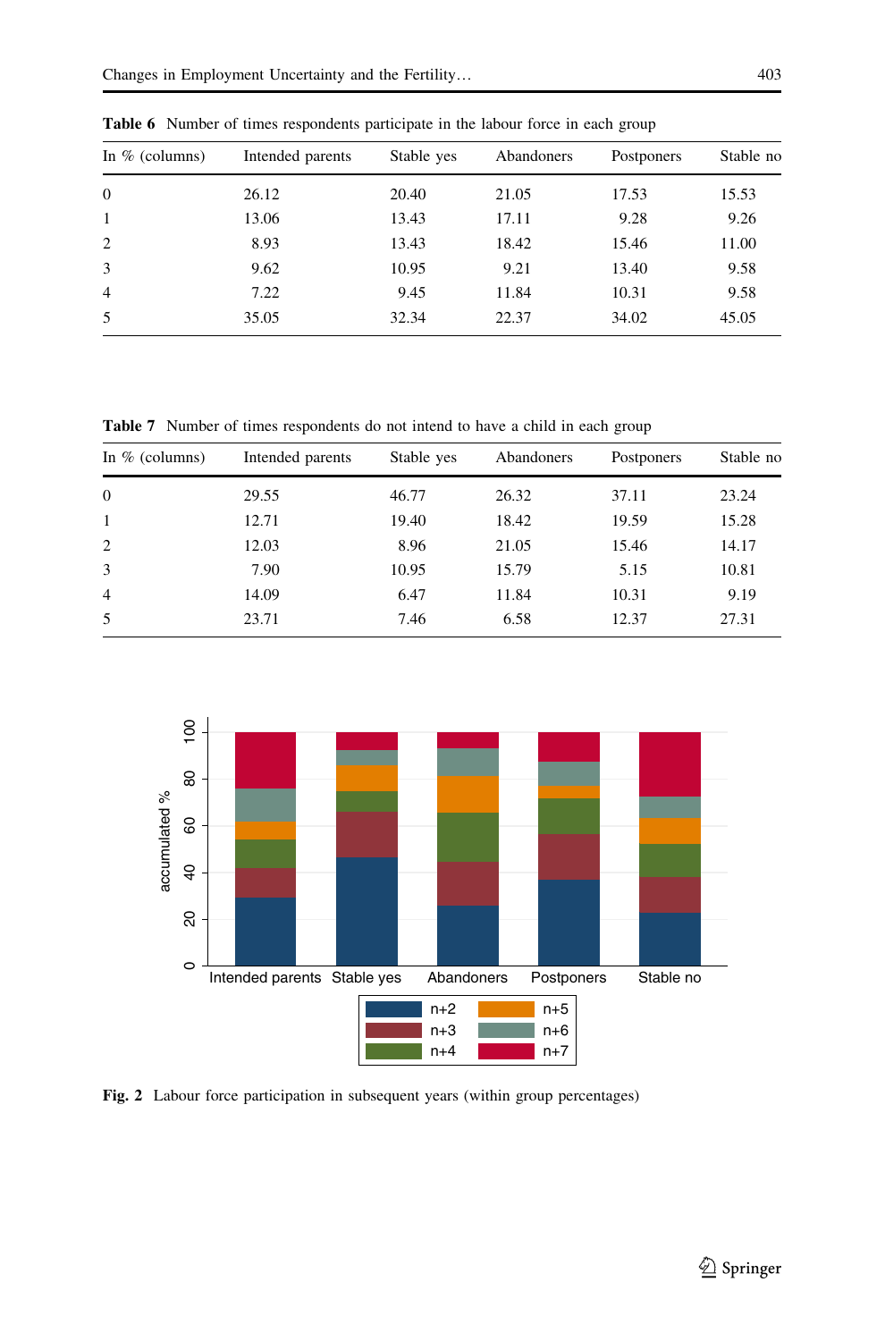**Table 6** Number of times respondents participate in the labour force in each group

| In % (columns) | Intended parents | Stable yes | Abandoners | Postponers | Stable no |
|---|---|---|---|---|---|
| 0 | 26.12 | 20.40 | 21.05 | 17.53 | 15.53 |
| 1 | 13.06 | 13.43 | 17.11 | 9.28 | 9.26 |
| 2 | 8.93 | 13.43 | 18.42 | 15.46 | 11.00 |
| 3 | 9.62 | 10.95 | 9.21 | 13.40 | 9.58 |
| 4 | 7.22 | 9.45 | 11.84 | 10.31 | 9.58 |
| 5 | 35.05 | 32.34 | 22.37 | 34.02 | 45.05 |

**Table 7** Number of times respondents do not intend to have a child in each group

| In % (columns) | Intended parents | Stable yes | Abandoners | Postponers | Stable no |
|---|---|---|---|---|---|
| 0 | 29.55 | 46.77 | 26.32 | 37.11 | 23.24 |
| 1 | 12.71 | 19.40 | 18.42 | 19.59 | 15.28 |
| 2 | 12.03 | 8.96 | 21.05 | 15.46 | 14.17 |
| 3 | 7.90 | 10.95 | 15.79 | 5.15 | 10.81 |
| 4 | 14.09 | 6.47 | 11.84 | 10.31 | 9.19 |
| 5 | 23.71 | 7.46 | 6.58 | 12.37 | 27.31 |

**Fig. 2** Labour force participation in subsequent years (within group percentages)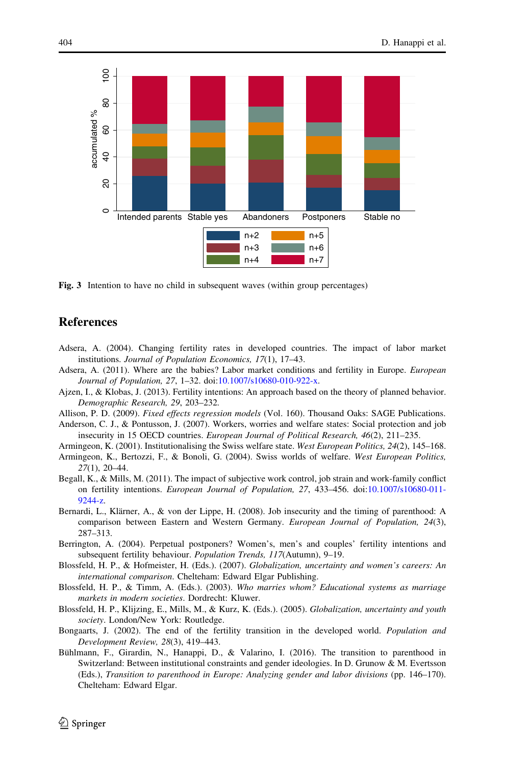Fig. 3 Intention to have no child in subsequent waves (within group percentages)

## References

Adsera, A. (2004). Changing fertility rates in developed countries. The impact of labor market institutions. *Journal of Population Economics, 17*(1), 17–43.

Adsera, A. (2011). Where are the babies? Labor market conditions and fertility in Europe. *European Journal of Population, 27*, 1–32. doi:10.1007/s10680-010-922-x.

Ajzen, I., & Klobas, J. (2013). Fertility intentions: An approach based on the theory of planned behavior. *Demographic Research, 29*, 203–232.

Allison, P. D. (2009). *Fixed effects regression models* (Vol. 160). Thousand Oaks: SAGE Publications.

Anderson, C. J., & Pontusson, J. (2007). Workers, worries and welfare states: Social protection and job insecurity in 15 OECD countries. *European Journal of Political Research, 46*(2), 211–235.

Armingeon, K. (2001). Institutionalising the Swiss welfare state. *West European Politics, 24*(2), 145–168.

Armingeon, K., Bertozzi, F., & Bonoli, G. (2004). Swiss worlds of welfare. *West European Politics, 27*(1), 20–44.

Begall, K., & Mills, M. (2011). The impact of subjective work control, job strain and work-family conflict on fertility intentions. *European Journal of Population, 27*, 433–456. doi:10.1007/s10680-011-9244-z.

Bernardi, L., Klärner, A., & von der Lippe, H. (2008). Job insecurity and the timing of parenthood: A comparison between Eastern and Western Germany. *European Journal of Population, 24*(3), 287–313.

Berrington, A. (2004). Perpetual postponers? Women's, men's and couples' fertility intentions and subsequent fertility behaviour. *Population Trends, 117*(Autumn), 9–19.

Blossfeld, H. P., & Hofmeister, H. (Eds.). (2007). *Globalization, uncertainty and women's careers: An international comparison*. Cheltenham: Edward Elgar Publishing.

Blossfeld, H. P., & Timm, A. (Eds.). (2003). *Who marries whom? Educational systems as marriage markets in modern societies*. Dordrecht: Kluwer.

Blossfeld, H. P., Klijzing, E., Mills, M., & Kurz, K. (Eds.). (2005). *Globalization, uncertainty and youth society*. London/New York: Routledge.

Bongaarts, J. (2002). The end of the fertility transition in the developed world. *Population and Development Review, 28*(3), 419–443.

Bühlmann, F., Girardin, N., Hanappi, D., & Valarino, I. (2016). The transition to parenthood in Switzerland: Between institutional constraints and gender ideologies. In D. Grunow & M. Evertsson (Eds.), *Transition to parenthood in Europe: Analyzing gender and labor divisions* (pp. 146–170). Cheltenham: Edward Elgar.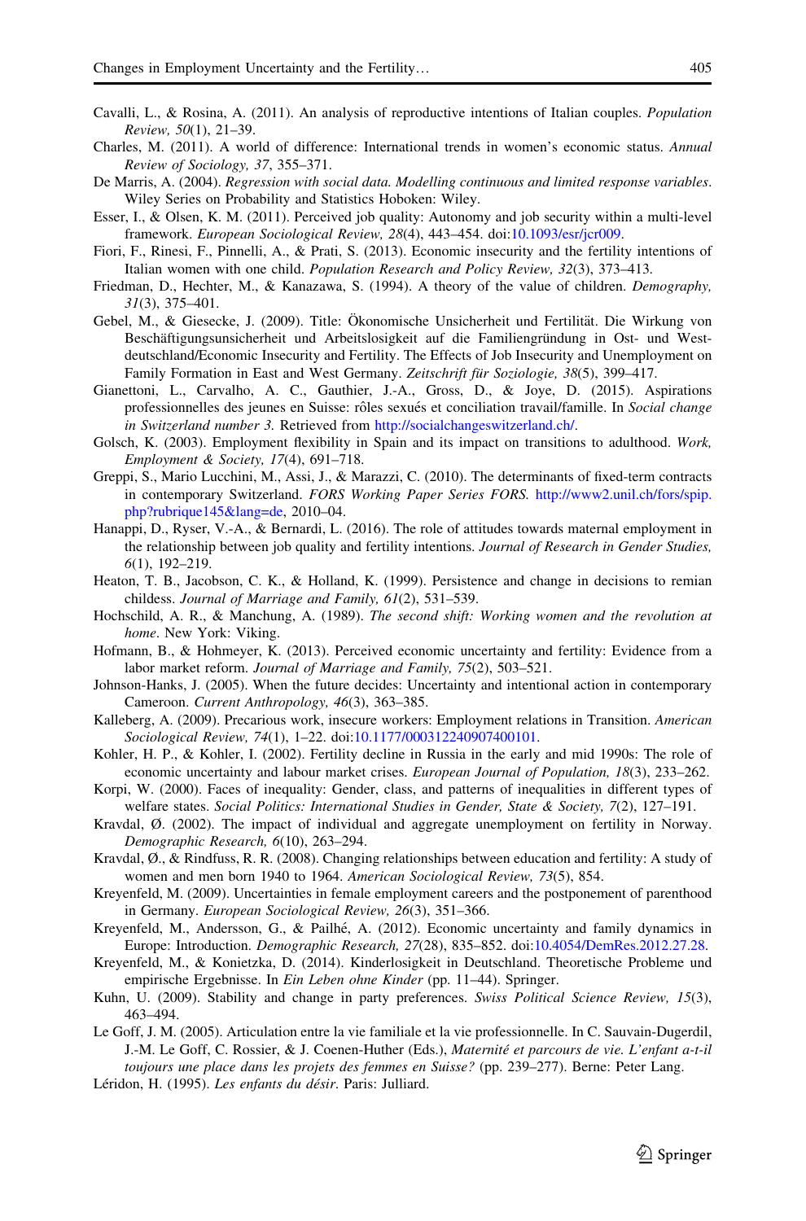Cavalli, L., & Rosina, A. (2011). An analysis of reproductive intentions of Italian couples. *Population Review, 50*(1), 21–39.

Charles, M. (2011). A world of difference: International trends in women's economic status. *Annual Review of Sociology, 37*, 355–371.

De Marris, A. (2004). *Regression with social data. Modelling continuous and limited response variables*. Wiley Series on Probability and Statistics Hoboken: Wiley.

Esser, I., & Olsen, K. M. (2011). Perceived job quality: Autonomy and job security within a multi-level framework. *European Sociological Review, 28*(4), 443–454. doi:10.1093/esr/jcr009.

Fiori, F., Rinesi, F., Pinnelli, A., & Prati, S. (2013). Economic insecurity and the fertility intentions of Italian women with one child. *Population Research and Policy Review, 32*(3), 373–413.

Friedman, D., Hechter, M., & Kanazawa, S. (1994). A theory of the value of children. *Demography, 31*(3), 375–401.

Gebel, M., & Giesecke, J. (2009). Title: Ökonomische Unsicherheit und Fertilität. Die Wirkung von Beschäftigungsunsicherheit und Arbeitslosigkeit auf die Familiengründung in Ost- und Westdeutschland/Economic Insecurity and Fertility. The Effects of Job Insecurity and Unemployment on Family Formation in East and West Germany. *Zeitschrift für Soziologie, 38*(5), 399–417.

Gianettoni, L., Carvalho, A. C., Gauthier, J.-A., Gross, D., & Joye, D. (2015). Aspirations professionnelles des jeunes en Suisse: rôles sexués et conciliation travail/famille. In *Social change in Switzerland number 3.* Retrieved from http://socialchangeswitzerland.ch/.

Golsch, K. (2003). Employment flexibility in Spain and its impact on transitions to adulthood. *Work, Employment & Society, 17*(4), 691–718.

Greppi, S., Mario Lucchini, M., Assi, J., & Marazzi, C. (2010). The determinants of fixed-term contracts in contemporary Switzerland. *FORS Working Paper Series FORS.* http://www2.unil.ch/fors/spip.php?rubrique145&lang=de, 2010–04.

Hanappi, D., Ryser, V.-A., & Bernardi, L. (2016). The role of attitudes towards maternal employment in the relationship between job quality and fertility intentions. *Journal of Research in Gender Studies, 6*(1), 192–219.

Heaton, T. B., Jacobson, C. K., & Holland, K. (1999). Persistence and change in decisions to remian childess. *Journal of Marriage and Family, 61*(2), 531–539.

Hochschild, A. R., & Manchung, A. (1989). *The second shift: Working women and the revolution at home*. New York: Viking.

Hofmann, B., & Hohmeyer, K. (2013). Perceived economic uncertainty and fertility: Evidence from a labor market reform. *Journal of Marriage and Family, 75*(2), 503–521.

Johnson-Hanks, J. (2005). When the future decides: Uncertainty and intentional action in contemporary Cameroon. *Current Anthropology, 46*(3), 363–385.

Kalleberg, A. (2009). Precarious work, insecure workers: Employment relations in Transition. *American Sociological Review, 74*(1), 1–22. doi:10.1177/000312240907400101.

Kohler, H. P., & Kohler, I. (2002). Fertility decline in Russia in the early and mid 1990s: The role of economic uncertainty and labour market crises. *European Journal of Population, 18*(3), 233–262.

Korpi, W. (2000). Faces of inequality: Gender, class, and patterns of inequalities in different types of welfare states. *Social Politics: International Studies in Gender, State & Society, 7*(2), 127–191.

Kravdal, Ø. (2002). The impact of individual and aggregate unemployment on fertility in Norway. *Demographic Research, 6*(10), 263–294.

Kravdal, Ø., & Rindfuss, R. R. (2008). Changing relationships between education and fertility: A study of women and men born 1940 to 1964. *American Sociological Review, 73*(5), 854.

Kreyenfeld, M. (2009). Uncertainties in female employment careers and the postponement of parenthood in Germany. *European Sociological Review, 26*(3), 351–366.

Kreyenfeld, M., Andersson, G., & Pailhé, A. (2012). Economic uncertainty and family dynamics in Europe: Introduction. *Demographic Research, 27*(28), 835–852. doi:10.4054/DemRes.2012.27.28.

Kreyenfeld, M., & Konietzka, D. (2014). Kinderlosigkeit in Deutschland. Theoretische Probleme und empirische Ergebnisse. In *Ein Leben ohne Kinder* (pp. 11–44). Springer.

Kuhn, U. (2009). Stability and change in party preferences. *Swiss Political Science Review, 15*(3), 463–494.

Le Goff, J. M. (2005). Articulation entre la vie familiale et la vie professionnelle. In C. Sauvain-Dugerdil, J.-M. Le Goff, C. Rossier, & J. Coenen-Huther (Eds.), *Maternité et parcours de vie. L'enfant a-t-il toujours une place dans les projets des femmes en Suisse?* (pp. 239–277). Berne: Peter Lang.

Léridon, H. (1995). *Les enfants du désir*. Paris: Julliard.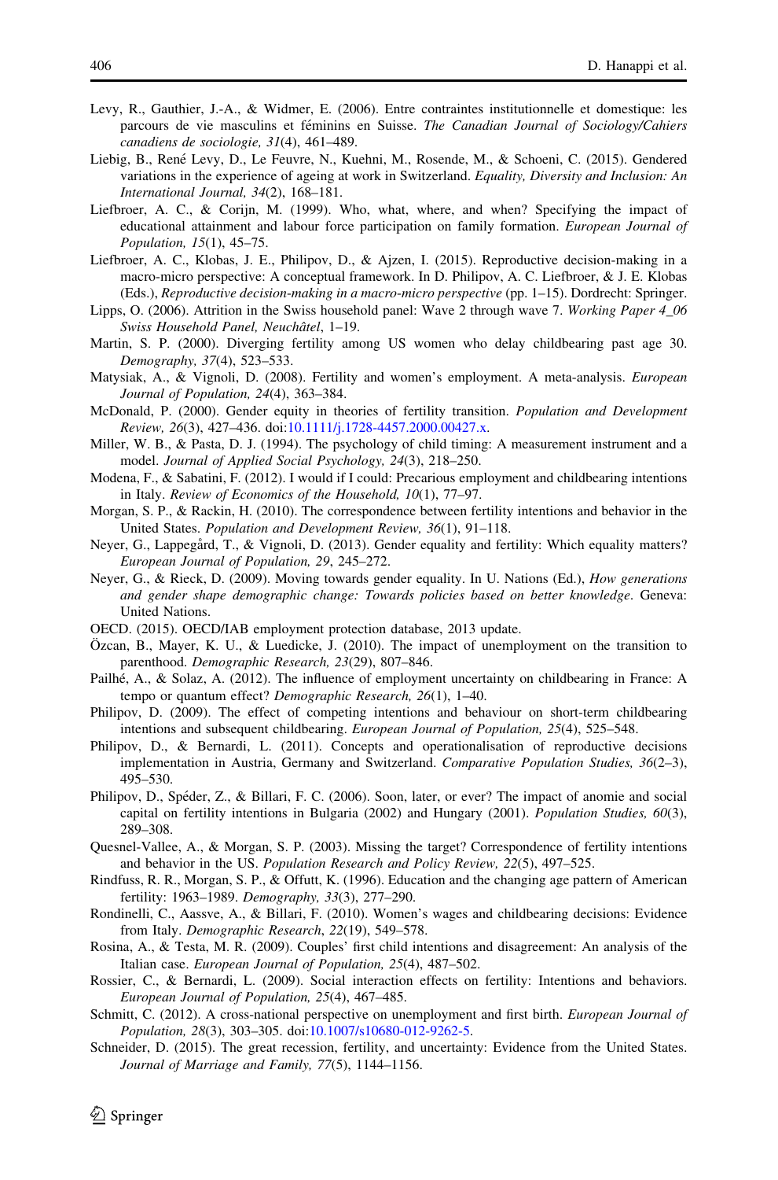Levy, R., Gauthier, J.-A., & Widmer, E. (2006). Entre contraintes institutionnelle et domestique: les parcours de vie masculins et féminins en Suisse. *The Canadian Journal of Sociology/Cahiers canadiens de sociologie, 31*(4), 461–489.

Liebig, B., René Levy, D., Le Feuvre, N., Kuehni, M., Rosende, M., & Schoeni, C. (2015). Gendered variations in the experience of ageing at work in Switzerland. *Equality, Diversity and Inclusion: An International Journal, 34*(2), 168–181.

Liefbroer, A. C., & Corijn, M. (1999). Who, what, where, and when? Specifying the impact of educational attainment and labour force participation on family formation. *European Journal of Population, 15*(1), 45–75.

Liefbroer, A. C., Klobas, J. E., Philipov, D., & Ajzen, I. (2015). Reproductive decision-making in a macro-micro perspective: A conceptual framework. In D. Philipov, A. C. Liefbroer, & J. E. Klobas (Eds.), *Reproductive decision-making in a macro-micro perspective* (pp. 1–15). Dordrecht: Springer.

Lipps, O. (2006). Attrition in the Swiss household panel: Wave 2 through wave 7. *Working Paper 4_06 Swiss Household Panel, Neuchâtel*, 1–19.

Martin, S. P. (2000). Diverging fertility among US women who delay childbearing past age 30. *Demography, 37*(4), 523–533.

Matysiak, A., & Vignoli, D. (2008). Fertility and women's employment. A meta-analysis. *European Journal of Population, 24*(4), 363–384.

McDonald, P. (2000). Gender equity in theories of fertility transition. *Population and Development Review, 26*(3), 427–436. doi:10.1111/j.1728-4457.2000.00427.x.

Miller, W. B., & Pasta, D. J. (1994). The psychology of child timing: A measurement instrument and a model. *Journal of Applied Social Psychology, 24*(3), 218–250.

Modena, F., & Sabatini, F. (2012). I would if I could: Precarious employment and childbearing intentions in Italy. *Review of Economics of the Household, 10*(1), 77–97.

Morgan, S. P., & Rackin, H. (2010). The correspondence between fertility intentions and behavior in the United States. *Population and Development Review, 36*(1), 91–118.

Neyer, G., Lappegård, T., & Vignoli, D. (2013). Gender equality and fertility: Which equality matters? *European Journal of Population, 29*, 245–272.

Neyer, G., & Rieck, D. (2009). Moving towards gender equality. In U. Nations (Ed.), *How generations and gender shape demographic change: Towards policies based on better knowledge*. Geneva: United Nations.

OECD. (2015). OECD/IAB employment protection database, 2013 update.

Özcan, B., Mayer, K. U., & Luedicke, J. (2010). The impact of unemployment on the transition to parenthood. *Demographic Research, 23*(29), 807–846.

Pailhé, A., & Solaz, A. (2012). The influence of employment uncertainty on childbearing in France: A tempo or quantum effect? *Demographic Research, 26*(1), 1–40.

Philipov, D. (2009). The effect of competing intentions and behaviour on short-term childbearing intentions and subsequent childbearing. *European Journal of Population, 25*(4), 525–548.

Philipov, D., & Bernardi, L. (2011). Concepts and operationalisation of reproductive decisions implementation in Austria, Germany and Switzerland. *Comparative Population Studies, 36*(2–3), 495–530.

Philipov, D., Spéder, Z., & Billari, F. C. (2006). Soon, later, or ever? The impact of anomie and social capital on fertility intentions in Bulgaria (2002) and Hungary (2001). *Population Studies, 60*(3), 289–308.

Quesnel-Vallee, A., & Morgan, S. P. (2003). Missing the target? Correspondence of fertility intentions and behavior in the US. *Population Research and Policy Review, 22*(5), 497–525.

Rindfuss, R. R., Morgan, S. P., & Offutt, K. (1996). Education and the changing age pattern of American fertility: 1963–1989. *Demography, 33*(3), 277–290.

Rondinelli, C., Aassve, A., & Billari, F. (2010). Women's wages and childbearing decisions: Evidence from Italy. *Demographic Research, 22*(19), 549–578.

Rosina, A., & Testa, M. R. (2009). Couples' first child intentions and disagreement: An analysis of the Italian case. *European Journal of Population, 25*(4), 487–502.

Rossier, C., & Bernardi, L. (2009). Social interaction effects on fertility: Intentions and behaviors. *European Journal of Population, 25*(4), 467–485.

Schmitt, C. (2012). A cross-national perspective on unemployment and first birth. *European Journal of Population, 28*(3), 303–305. doi:10.1007/s10680-012-9262-5.

Schneider, D. (2015). The great recession, fertility, and uncertainty: Evidence from the United States. *Journal of Marriage and Family, 77*(5), 1144–1156.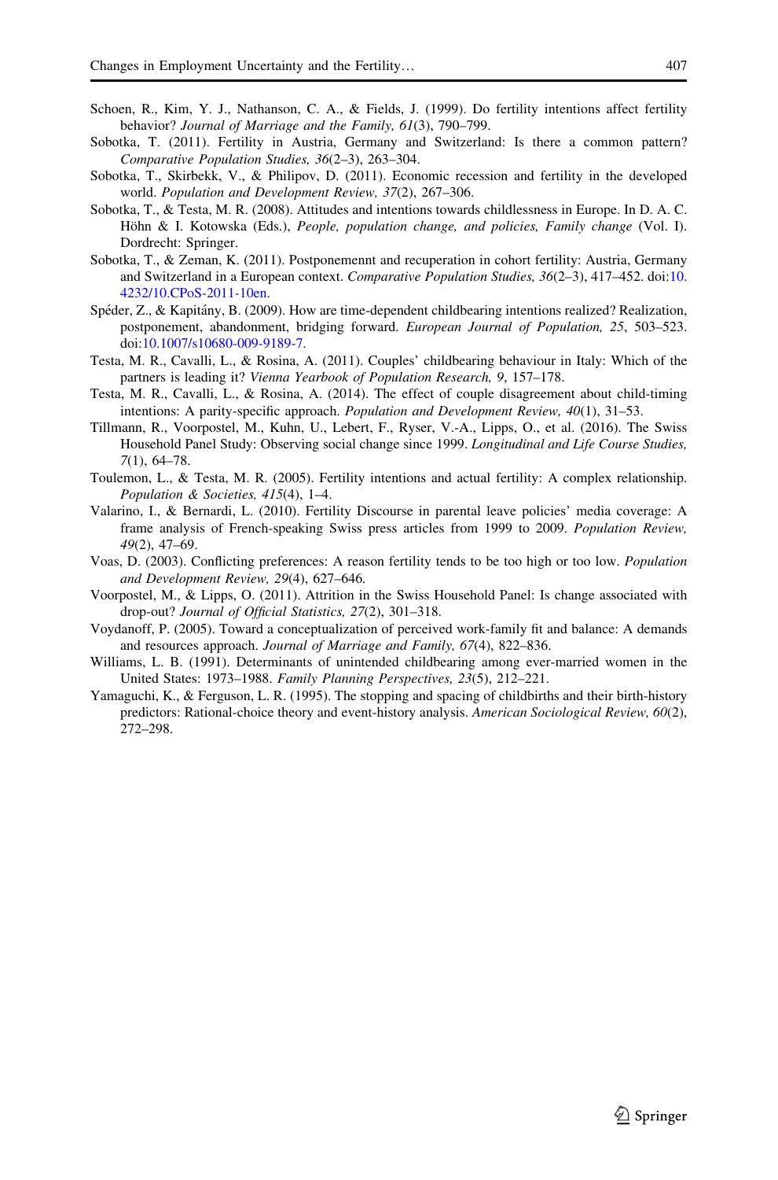Schoen, R., Kim, Y. J., Nathanson, C. A., & Fields, J. (1999). Do fertility intentions affect fertility behavior? *Journal of Marriage and the Family, 61*(3), 790–799.

Sobotka, T. (2011). Fertility in Austria, Germany and Switzerland: Is there a common pattern? *Comparative Population Studies, 36*(2–3), 263–304.

Sobotka, T., Skirbekk, V., & Philipov, D. (2011). Economic recession and fertility in the developed world. *Population and Development Review, 37*(2), 267–306.

Sobotka, T., & Testa, M. R. (2008). Attitudes and intentions towards childlessness in Europe. In D. A. C. Höhn & I. Kotowska (Eds.), *People, population change, and policies, Family change* (Vol. I). Dordrecht: Springer.

Sobotka, T., & Zeman, K. (2011). Postponemennt and recuperation in cohort fertility: Austria, Germany and Switzerland in a European context. *Comparative Population Studies, 36*(2–3), 417–452. doi:10.4232/10.CPoS-2011-10en.

Spéder, Z., & Kapitány, B. (2009). How are time-dependent childbearing intentions realized? Realization, postponement, abandonment, bridging forward. *European Journal of Population, 25*, 503–523. doi:10.1007/s10680-009-9189-7.

Testa, M. R., Cavalli, L., & Rosina, A. (2011). Couples' childbearing behaviour in Italy: Which of the partners is leading it? *Vienna Yearbook of Population Research, 9*, 157–178.

Testa, M. R., Cavalli, L., & Rosina, A. (2014). The effect of couple disagreement about child-timing intentions: A parity-specific approach. *Population and Development Review, 40*(1), 31–53.

Tillmann, R., Voorpostel, M., Kuhn, U., Lebert, F., Ryser, V.-A., Lipps, O., et al. (2016). The Swiss Household Panel Study: Observing social change since 1999. *Longitudinal and Life Course Studies, 7*(1), 64–78.

Toulemon, L., & Testa, M. R. (2005). Fertility intentions and actual fertility: A complex relationship. *Population & Societies, 415*(4), 1–4.

Valarino, I., & Bernardi, L. (2010). Fertility Discourse in parental leave policies' media coverage: A frame analysis of French-speaking Swiss press articles from 1999 to 2009. *Population Review, 49*(2), 47–69.

Voas, D. (2003). Conflicting preferences: A reason fertility tends to be too high or too low. *Population and Development Review, 29*(4), 627–646.

Voorpostel, M., & Lipps, O. (2011). Attrition in the Swiss Household Panel: Is change associated with drop-out? *Journal of Official Statistics, 27*(2), 301–318.

Voydanoff, P. (2005). Toward a conceptualization of perceived work-family fit and balance: A demands and resources approach. *Journal of Marriage and Family, 67*(4), 822–836.

Williams, L. B. (1991). Determinants of unintended childbearing among ever-married women in the United States: 1973–1988. *Family Planning Perspectives, 23*(5), 212–221.

Yamaguchi, K., & Ferguson, L. R. (1995). The stopping and spacing of childbirths and their birth-history predictors: Rational-choice theory and event-history analysis. *American Sociological Review, 60*(2), 272–298.